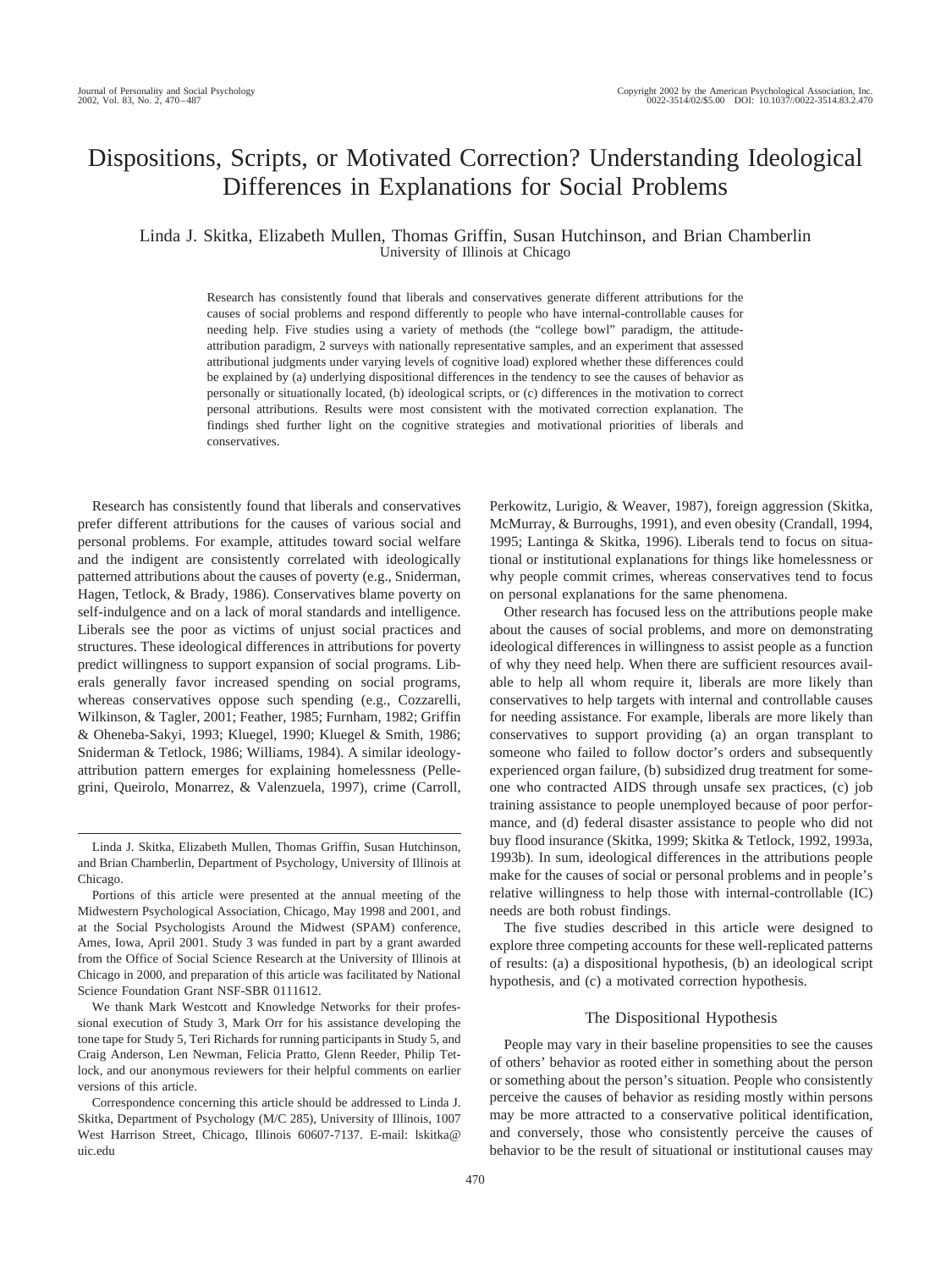# Dispositions, Scripts, or Motivated Correction? Understanding Ideological Differences in Explanations for Social Problems

Linda J. Skitka, Elizabeth Mullen, Thomas Griffin, Susan Hutchinson, and Brian Chamberlin
University of Illinois at Chicago

Research has consistently found that liberals and conservatives generate different attributions for the causes of social problems and respond differently to people who have internal-controllable causes for needing help. Five studies using a variety of methods (the "college bowl" paradigm, the attitude-attribution paradigm, 2 surveys with nationally representative samples, and an experiment that assessed attributional judgments under varying levels of cognitive load) explored whether these differences could be explained by (a) underlying dispositional differences in the tendency to see the causes of behavior as personally or situationally located, (b) ideological scripts, or (c) differences in the motivation to correct personal attributions. Results were most consistent with the motivated correction explanation. The findings shed further light on the cognitive strategies and motivational priorities of liberals and conservatives.

Research has consistently found that liberals and conservatives prefer different attributions for the causes of various social and personal problems. For example, attitudes toward social welfare and the indigent are consistently correlated with ideologically patterned attributions about the causes of poverty (e.g., Sniderman, Hagen, Tetlock, & Brady, 1986). Conservatives blame poverty on self-indulgence and on a lack of moral standards and intelligence. Liberals see the poor as victims of unjust social practices and structures. These ideological differences in attributions for poverty predict willingness to support expansion of social programs. Liberals generally favor increased spending on social programs, whereas conservatives oppose such spending (e.g., Cozzarelli, Wilkinson, & Tagler, 2001; Feather, 1985; Furnham, 1982; Griffin & Oheneba-Sakyi, 1993; Kluegel, 1990; Kluegel & Smith, 1986; Sniderman & Tetlock, 1986; Williams, 1984). A similar ideology-attribution pattern emerges for explaining homelessness (Pellegrini, Queirolo, Monarrez, & Valenzuela, 1997), crime (Carroll, Perkowitz, Lurigio, & Weaver, 1987), foreign aggression (Skitka, McMurray, & Burroughs, 1991), and even obesity (Crandall, 1994, 1995; Lantinga & Skitka, 1996). Liberals tend to focus on situational or institutional explanations for things like homelessness or why people commit crimes, whereas conservatives tend to focus on personal explanations for the same phenomena.

Other research has focused less on the attributions people make about the causes of social problems, and more on demonstrating ideological differences in willingness to assist people as a function of why they need help. When there are sufficient resources available to help all whom require it, liberals are more likely than conservatives to help targets with internal and controllable causes for needing assistance. For example, liberals are more likely than conservatives to support providing (a) an organ transplant to someone who failed to follow doctor's orders and subsequently experienced organ failure, (b) subsidized drug treatment for someone who contracted AIDS through unsafe sex practices, (c) job training assistance to people unemployed because of poor performance, and (d) federal disaster assistance to people who did not buy flood insurance (Skitka, 1999; Skitka & Tetlock, 1992, 1993a, 1993b). In sum, ideological differences in the attributions people make for the causes of social or personal problems and in people's relative willingness to help those with internal-controllable (IC) needs are both robust findings.

The five studies described in this article were designed to explore three competing accounts for these well-replicated patterns of results: (a) a dispositional hypothesis, (b) an ideological script hypothesis, and (c) a motivated correction hypothesis.

## The Dispositional Hypothesis

People may vary in their baseline propensities to see the causes of others' behavior as rooted either in something about the person or something about the person's situation. People who consistently perceive the causes of behavior as residing mostly within persons may be more attracted to a conservative political identification, and conversely, those who consistently perceive the causes of behavior to be the result of situational or institutional causes may

---

Linda J. Skitka, Elizabeth Mullen, Thomas Griffin, Susan Hutchinson, and Brian Chamberlin, Department of Psychology, University of Illinois at Chicago.

Portions of this article were presented at the annual meeting of the Midwestern Psychological Association, Chicago, May 1998 and 2001, and at the Social Psychologists Around the Midwest (SPAM) conference, Ames, Iowa, April 2001. Study 3 was funded in part by a grant awarded from the Office of Social Science Research at the University of Illinois at Chicago in 2000, and preparation of this article was facilitated by National Science Foundation Grant NSF-SBR 0111612.

We thank Mark Westcott and Knowledge Networks for their professional execution of Study 3, Mark Orr for his assistance developing the tone tape for Study 5, Teri Richards for running participants in Study 5, and Craig Anderson, Len Newman, Felicia Pratto, Glenn Reeder, Philip Tetlock, and our anonymous reviewers for their helpful comments on earlier versions of this article.

Correspondence concerning this article should be addressed to Linda J. Skitka, Department of Psychology (M/C 285), University of Illinois, 1007 West Harrison Street, Chicago, Illinois 60607-7137. E-mail: lskitka@uic.edu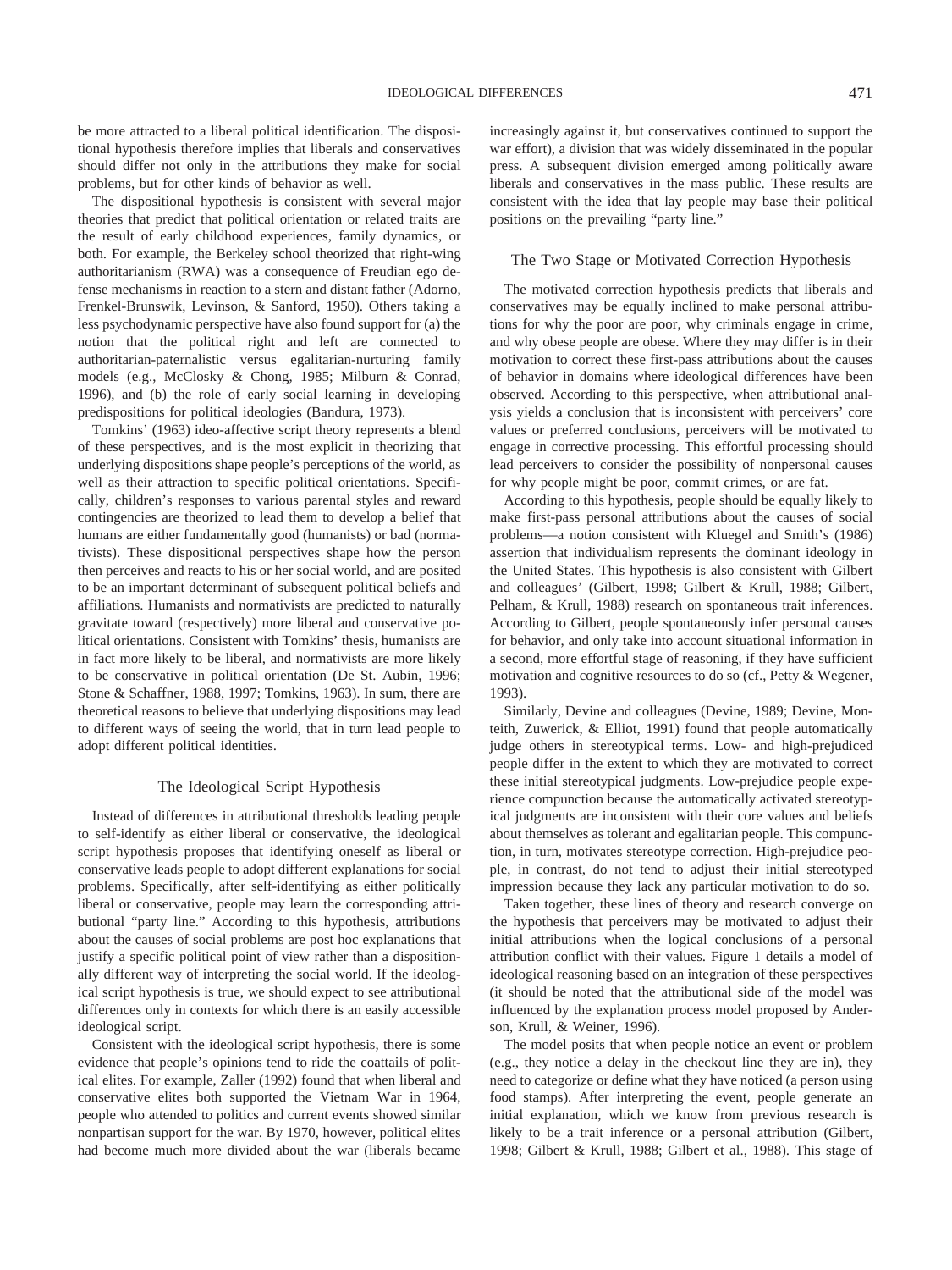be more attracted to a liberal political identification. The dispositional hypothesis therefore implies that liberals and conservatives should differ not only in the attributions they make for social problems, but for other kinds of behavior as well.

The dispositional hypothesis is consistent with several major theories that predict that political orientation or related traits are the result of early childhood experiences, family dynamics, or both. For example, the Berkeley school theorized that right-wing authoritarianism (RWA) was a consequence of Freudian ego defense mechanisms in reaction to a stern and distant father (Adorno, Frenkel-Brunswik, Levinson, & Sanford, 1950). Others taking a less psychodynamic perspective have also found support for (a) the notion that the political right and left are connected to authoritarian-paternalistic versus egalitarian-nurturing family models (e.g., McClosky & Chong, 1985; Milburn & Conrad, 1996), and (b) the role of early social learning in developing predispositions for political ideologies (Bandura, 1973).

Tomkins' (1963) ideo-affective script theory represents a blend of these perspectives, and is the most explicit in theorizing that underlying dispositions shape people's perceptions of the world, as well as their attraction to specific political orientations. Specifically, children's responses to various parental styles and reward contingencies are theorized to lead them to develop a belief that humans are either fundamentally good (humanists) or bad (normativists). These dispositional perspectives shape how the person then perceives and reacts to his or her social world, and are posited to be an important determinant of subsequent political beliefs and affiliations. Humanists and normativists are predicted to naturally gravitate toward (respectively) more liberal and conservative political orientations. Consistent with Tomkins' thesis, humanists are in fact more likely to be liberal, and normativists are more likely to be conservative in political orientation (De St. Aubin, 1996; Stone & Schaffner, 1988, 1997; Tomkins, 1963). In sum, there are theoretical reasons to believe that underlying dispositions may lead to different ways of seeing the world, that in turn lead people to adopt different political identities.

## The Ideological Script Hypothesis

Instead of differences in attributional thresholds leading people to self-identify as either liberal or conservative, the ideological script hypothesis proposes that identifying oneself as liberal or conservative leads people to adopt different explanations for social problems. Specifically, after self-identifying as either politically liberal or conservative, people may learn the corresponding attributional "party line." According to this hypothesis, attributions about the causes of social problems are post hoc explanations that justify a specific political point of view rather than a dispositionally different way of interpreting the social world. If the ideological script hypothesis is true, we should expect to see attributional differences only in contexts for which there is an easily accessible ideological script.

Consistent with the ideological script hypothesis, there is some evidence that people's opinions tend to ride the coattails of political elites. For example, Zaller (1992) found that when liberal and conservative elites both supported the Vietnam War in 1964, people who attended to politics and current events showed similar nonpartisan support for the war. By 1970, however, political elites had become much more divided about the war (liberals became increasingly against it, but conservatives continued to support the war effort), a division that was widely disseminated in the popular press. A subsequent division emerged among politically aware liberals and conservatives in the mass public. These results are consistent with the idea that lay people may base their political positions on the prevailing "party line."

## The Two Stage or Motivated Correction Hypothesis

The motivated correction hypothesis predicts that liberals and conservatives may be equally inclined to make personal attributions for why the poor are poor, why criminals engage in crime, and why obese people are obese. Where they may differ is in their motivation to correct these first-pass attributions about the causes of behavior in domains where ideological differences have been observed. According to this perspective, when attributional analysis yields a conclusion that is inconsistent with perceivers' core values or preferred conclusions, perceivers will be motivated to engage in corrective processing. This effortful processing should lead perceivers to consider the possibility of nonpersonal causes for why people might be poor, commit crimes, or are fat.

According to this hypothesis, people should be equally likely to make first-pass personal attributions about the causes of social problems—a notion consistent with Kluegel and Smith's (1986) assertion that individualism represents the dominant ideology in the United States. This hypothesis is also consistent with Gilbert and colleagues' (Gilbert, 1998; Gilbert & Krull, 1988; Gilbert, Pelham, & Krull, 1988) research on spontaneous trait inferences. According to Gilbert, people spontaneously infer personal causes for behavior, and only take into account situational information in a second, more effortful stage of reasoning, if they have sufficient motivation and cognitive resources to do so (cf., Petty & Wegener, 1993).

Similarly, Devine and colleagues (Devine, 1989; Devine, Monteith, Zuwerick, & Elliot, 1991) found that people automatically judge others in stereotypical terms. Low- and high-prejudiced people differ in the extent to which they are motivated to correct these initial stereotypical judgments. Low-prejudice people experience compunction because the automatically activated stereotypical judgments are inconsistent with their core values and beliefs about themselves as tolerant and egalitarian people. This compunction, in turn, motivates stereotype correction. High-prejudice people, in contrast, do not tend to adjust their initial stereotyped impression because they lack any particular motivation to do so.

Taken together, these lines of theory and research converge on the hypothesis that perceivers may be motivated to adjust their initial attributions when the logical conclusions of a personal attribution conflict with their values. Figure 1 details a model of ideological reasoning based on an integration of these perspectives (it should be noted that the attributional side of the model was influenced by the explanation process model proposed by Anderson, Krull, & Weiner, 1996).

The model posits that when people notice an event or problem (e.g., they notice a delay in the checkout line they are in), they need to categorize or define what they have noticed (a person using food stamps). After interpreting the event, people generate an initial explanation, which we know from previous research is likely to be a trait inference or a personal attribution (Gilbert, 1998; Gilbert & Krull, 1988; Gilbert et al., 1988). This stage of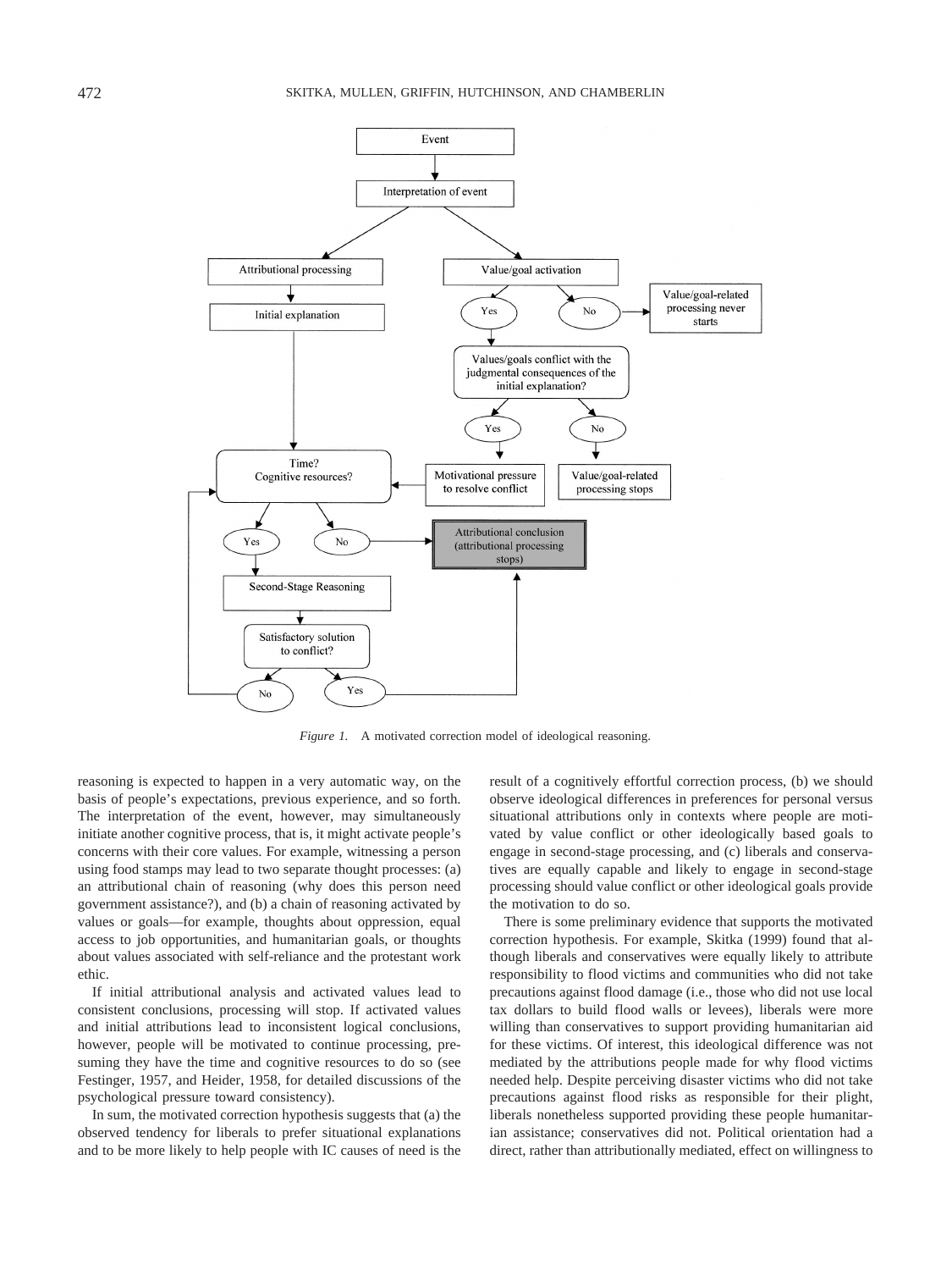Event

Interpretation of event

Attributional processing

Initial explanation

Value/goal activation

Yes

No

Value/goal-related processing never starts

Values/goals conflict with the judgmental consequences of the initial explanation?

Yes

No

Motivational pressure to resolve conflict

Value/goal-related processing stops

Time? Cognitive resources?

Yes

No

Attributional conclusion (attributional processing stops)

Second-Stage Reasoning

Satisfactory solution to conflict?

No

Yes

*Figure 1.* A motivated correction model of ideological reasoning.

reasoning is expected to happen in a very automatic way, on the basis of people's expectations, previous experience, and so forth. The interpretation of the event, however, may simultaneously initiate another cognitive process, that is, it might activate people's concerns with their core values. For example, witnessing a person using food stamps may lead to two separate thought processes: (a) an attributional chain of reasoning (why does this person need government assistance?), and (b) a chain of reasoning activated by values or goals—for example, thoughts about oppression, equal access to job opportunities, and humanitarian goals, or thoughts about values associated with self-reliance and the protestant work ethic.

If initial attributional analysis and activated values lead to consistent conclusions, processing will stop. If activated values and initial attributions lead to inconsistent logical conclusions, however, people will be motivated to continue processing, presuming they have the time and cognitive resources to do so (see Festinger, 1957, and Heider, 1958, for detailed discussions of the psychological pressure toward consistency).

In sum, the motivated correction hypothesis suggests that (a) the observed tendency for liberals to prefer situational explanations and to be more likely to help people with IC causes of need is the result of a cognitively effortful correction process, (b) we should observe ideological differences in preferences for personal versus situational attributions only in contexts where people are motivated by value conflict or other ideologically based goals to engage in second-stage processing, and (c) liberals and conservatives are equally capable and likely to engage in second-stage processing should value conflict or other ideological goals provide the motivation to do so.

There is some preliminary evidence that supports the motivated correction hypothesis. For example, Skitka (1999) found that although liberals and conservatives were equally likely to attribute responsibility to flood victims and communities who did not take precautions against flood damage (i.e., those who did not use local tax dollars to build flood walls or levees), liberals were more willing than conservatives to support providing humanitarian aid for these victims. Of interest, this ideological difference was not mediated by the attributions people made for why flood victims needed help. Despite perceiving disaster victims who did not take precautions against flood risks as responsible for their plight, liberals nonetheless supported providing these people humanitarian assistance; conservatives did not. Political orientation had a direct, rather than attributionally mediated, effect on willingness to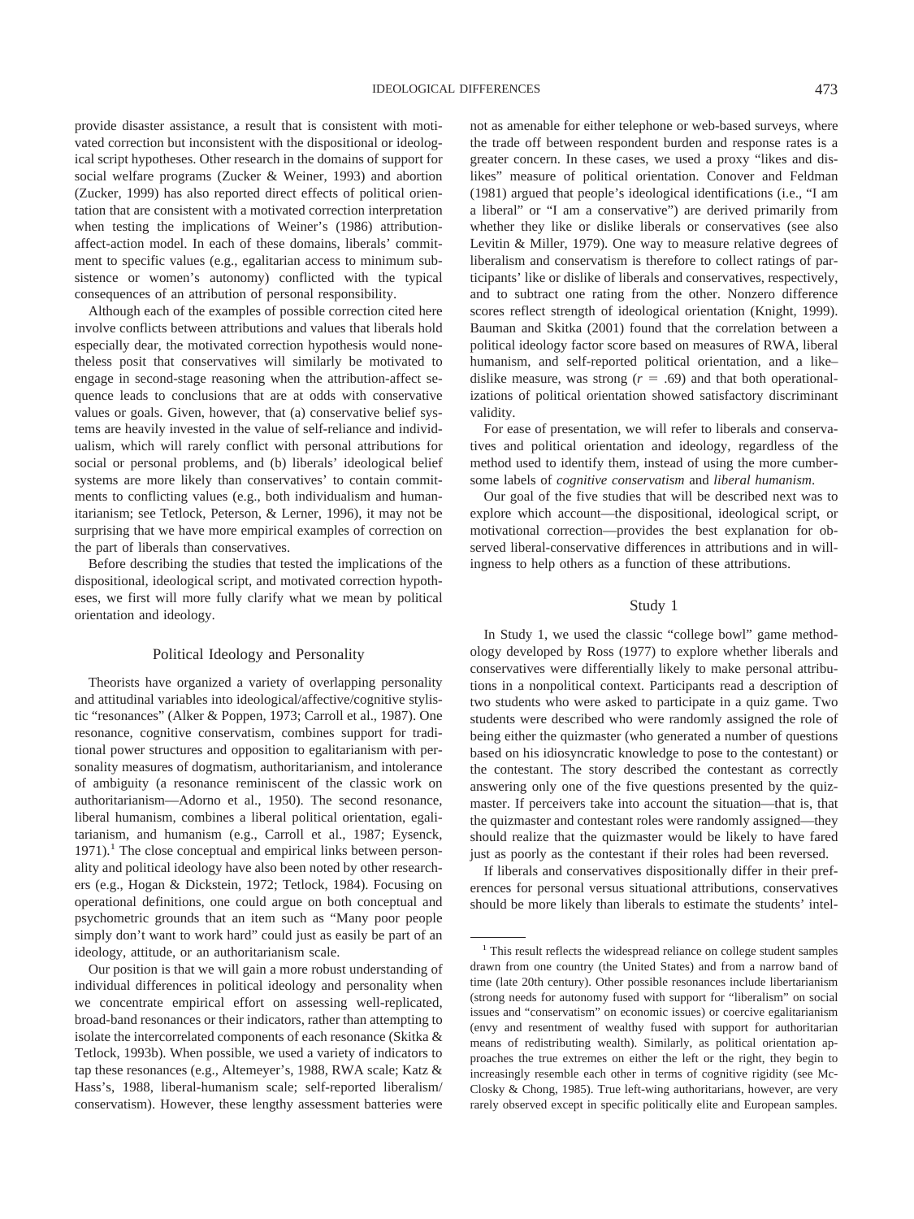provide disaster assistance, a result that is consistent with motivated correction but inconsistent with the dispositional or ideological script hypotheses. Other research in the domains of support for social welfare programs (Zucker & Weiner, 1993) and abortion (Zucker, 1999) has also reported direct effects of political orientation that are consistent with a motivated correction interpretation when testing the implications of Weiner's (1986) attribution-affect-action model. In each of these domains, liberals' commitment to specific values (e.g., egalitarian access to minimum subsistence or women's autonomy) conflicted with the typical consequences of an attribution of personal responsibility.

Although each of the examples of possible correction cited here involve conflicts between attributions and values that liberals hold especially dear, the motivated correction hypothesis would nonetheless posit that conservatives will similarly be motivated to engage in second-stage reasoning when the attribution-affect sequence leads to conclusions that are at odds with conservative values or goals. Given, however, that (a) conservative belief systems are heavily invested in the value of self-reliance and individualism, which will rarely conflict with personal attributions for social or personal problems, and (b) liberals' ideological belief systems are more likely than conservatives' to contain commitments to conflicting values (e.g., both individualism and humanitarianism; see Tetlock, Peterson, & Lerner, 1996), it may not be surprising that we have more empirical examples of correction on the part of liberals than conservatives.

Before describing the studies that tested the implications of the dispositional, ideological script, and motivated correction hypotheses, we first will more fully clarify what we mean by political orientation and ideology.

## Political Ideology and Personality

Theorists have organized a variety of overlapping personality and attitudinal variables into ideological/affective/cognitive stylistic "resonances" (Alker & Poppen, 1973; Carroll et al., 1987). One resonance, cognitive conservatism, combines support for traditional power structures and opposition to egalitarianism with personality measures of dogmatism, authoritarianism, and intolerance of ambiguity (a resonance reminiscent of the classic work on authoritarianism—Adorno et al., 1950). The second resonance, liberal humanism, combines a liberal political orientation, egalitarianism, and humanism (e.g., Carroll et al., 1987; Eysenck, 1971).[1] The close conceptual and empirical links between personality and political ideology have also been noted by other researchers (e.g., Hogan & Dickstein, 1972; Tetlock, 1984). Focusing on operational definitions, one could argue on both conceptual and psychometric grounds that an item such as "Many poor people simply don't want to work hard" could just as easily be part of an ideology, attitude, or an authoritarianism scale.

Our position is that we will gain a more robust understanding of individual differences in political ideology and personality when we concentrate empirical effort on assessing well-replicated, broad-band resonances or their indicators, rather than attempting to isolate the intercorrelated components of each resonance (Skitka & Tetlock, 1993b). When possible, we used a variety of indicators to tap these resonances (e.g., Altemeyer's, 1988, RWA scale; Katz & Hass's, 1988, liberal-humanism scale; self-reported liberalism/conservatism). However, these lengthy assessment batteries were not as amenable for either telephone or web-based surveys, where the trade off between respondent burden and response rates is a greater concern. In these cases, we used a proxy "likes and dislikes" measure of political orientation. Conover and Feldman (1981) argued that people's ideological identifications (i.e., "I am a liberal" or "I am a conservative") are derived primarily from whether they like or dislike liberals or conservatives (see also Levitin & Miller, 1979). One way to measure relative degrees of liberalism and conservatism is therefore to collect ratings of participants' like or dislike of liberals and conservatives, respectively, and to subtract one rating from the other. Nonzero difference scores reflect strength of ideological orientation (Knight, 1999). Bauman and Skitka (2001) found that the correlation between a political ideology factor score based on measures of RWA, liberal humanism, and self-reported political orientation, and a like–dislike measure, was strong ($r = .69$) and that both operationalizations of political orientation showed satisfactory discriminant validity.

For ease of presentation, we will refer to liberals and conservatives and political orientation and ideology, regardless of the method used to identify them, instead of using the more cumbersome labels of *cognitive conservatism* and *liberal humanism*.

Our goal of the five studies that will be described next was to explore which account—the dispositional, ideological script, or motivational correction—provides the best explanation for observed liberal-conservative differences in attributions and in willingness to help others as a function of these attributions.

## Study 1

In Study 1, we used the classic "college bowl" game methodology developed by Ross (1977) to explore whether liberals and conservatives were differentially likely to make personal attributions in a nonpolitical context. Participants read a description of two students who were asked to participate in a quiz game. Two students were described who were randomly assigned the role of being either the quizmaster (who generated a number of questions based on his idiosyncratic knowledge to pose to the contestant) or the contestant. The story described the contestant as correctly answering only one of the five questions presented by the quizmaster. If perceivers take into account the situation—that is, that the quizmaster and contestant roles were randomly assigned—they should realize that the quizmaster would be likely to have fared just as poorly as the contestant if their roles had been reversed.

If liberals and conservatives dispositionally differ in their preferences for personal versus situational attributions, conservatives should be more likely than liberals to estimate the students' intel-

[1] This result reflects the widespread reliance on college student samples drawn from one country (the United States) and from a narrow band of time (late 20th century). Other possible resonances include libertarianism (strong needs for autonomy fused with support for "liberalism" on social issues and "conservatism" on economic issues) or coercive egalitarianism (envy and resentment of wealthy fused with support for authoritarian means of redistributing wealth). Similarly, as political orientation approaches the true extremes on either the left or the right, they begin to increasingly resemble each other in terms of cognitive rigidity (see McClosky & Chong, 1985). True left-wing authoritarians, however, are very rarely observed except in specific politically elite and European samples.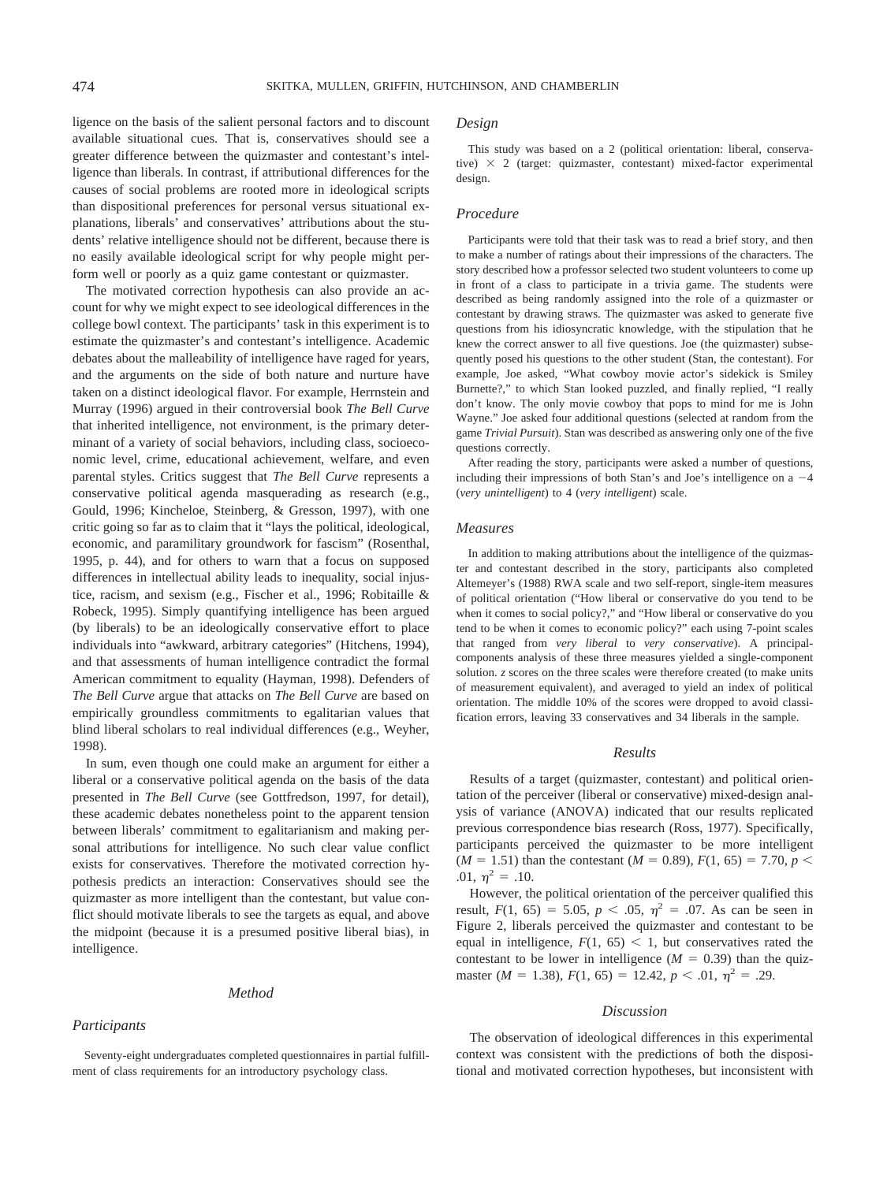ligence on the basis of the salient personal factors and to discount available situational cues. That is, conservatives should see a greater difference between the quizmaster and contestant's intelligence than liberals. In contrast, if attributional differences for the causes of social problems are rooted more in ideological scripts than dispositional preferences for personal versus situational explanations, liberals' and conservatives' attributions about the students' relative intelligence should not be different, because there is no easily available ideological script for why people might perform well or poorly as a quiz game contestant or quizmaster.

The motivated correction hypothesis can also provide an account for why we might expect to see ideological differences in the college bowl context. The participants' task in this experiment is to estimate the quizmaster's and contestant's intelligence. Academic debates about the malleability of intelligence have raged for years, and the arguments on the side of both nature and nurture have taken on a distinct ideological flavor. For example, Herrnstein and Murray (1996) argued in their controversial book *The Bell Curve* that inherited intelligence, not environment, is the primary determinant of a variety of social behaviors, including class, socioeconomic level, crime, educational achievement, welfare, and even parental styles. Critics suggest that *The Bell Curve* represents a conservative political agenda masquerading as research (e.g., Gould, 1996; Kincheloe, Steinberg, & Gresson, 1997), with one critic going so far as to claim that it "lays the political, ideological, economic, and paramilitary groundwork for fascism" (Rosenthal, 1995, p. 44), and for others to warn that a focus on supposed differences in intellectual ability leads to inequality, social injustice, racism, and sexism (e.g., Fischer et al., 1996; Robitaille & Robeck, 1995). Simply quantifying intelligence has been argued (by liberals) to be an ideologically conservative effort to place individuals into "awkward, arbitrary categories" (Hitchens, 1994), and that assessments of human intelligence contradict the formal American commitment to equality (Hayman, 1998). Defenders of *The Bell Curve* argue that attacks on *The Bell Curve* are based on empirically groundless commitments to egalitarian values that blind liberal scholars to real individual differences (e.g., Weyher, 1998).

In sum, even though one could make an argument for either a liberal or a conservative political agenda on the basis of the data presented in *The Bell Curve* (see Gottfredson, 1997, for detail), these academic debates nonetheless point to the apparent tension between liberals' commitment to egalitarianism and making personal attributions for intelligence. No such clear value conflict exists for conservatives. Therefore the motivated correction hypothesis predicts an interaction: Conservatives should see the quizmaster as more intelligent than the contestant, but value conflict should motivate liberals to see the targets as equal, and above the midpoint (because it is a presumed positive liberal bias), in intelligence.

## Method

### Participants

Seventy-eight undergraduates completed questionnaires in partial fulfillment of class requirements for an introductory psychology class.

### Design

This study was based on a 2 (political orientation: liberal, conservative) × 2 (target: quizmaster, contestant) mixed-factor experimental design.

### Procedure

Participants were told that their task was to read a brief story, and then to make a number of ratings about their impressions of the characters. The story described how a professor selected two student volunteers to come up in front of a class to participate in a trivia game. The students were described as being randomly assigned into the role of a quizmaster or contestant by drawing straws. The quizmaster was asked to generate five questions from his idiosyncratic knowledge, with the stipulation that he knew the correct answer to all five questions. Joe (the quizmaster) subsequently posed his questions to the other student (Stan, the contestant). For example, Joe asked, "What cowboy movie actor's sidekick is Smiley Burnette?," to which Stan looked puzzled, and finally replied, "I really don't know. The only movie cowboy that pops to mind for me is John Wayne." Joe asked four additional questions (selected at random from the game *Trivial Pursuit*). Stan was described as answering only one of the five questions correctly.

After reading the story, participants were asked a number of questions, including their impressions of both Stan's and Joe's intelligence on a $-4$ (*very unintelligent*) to 4 (*very intelligent*) scale.

### Measures

In addition to making attributions about the intelligence of the quizmaster and contestant described in the story, participants also completed Altemeyer's (1988) RWA scale and two self-report, single-item measures of political orientation ("How liberal or conservative do you tend to be when it comes to social policy?," and "How liberal or conservative do you tend to be when it comes to economic policy?" each using 7-point scales that ranged from *very liberal* to *very conservative*). A principal-components analysis of these three measures yielded a single-component solution. *z* scores on the three scales were therefore created (to make units of measurement equivalent), and averaged to yield an index of political orientation. The middle 10% of the scores were dropped to avoid classification errors, leaving 33 conservatives and 34 liberals in the sample.

## Results

Results of a target (quizmaster, contestant) and political orientation of the perceiver (liberal or conservative) mixed-design analysis of variance (ANOVA) indicated that our results replicated previous correspondence bias research (Ross, 1977). Specifically, participants perceived the quizmaster to be more intelligent ($M = 1.51$) than the contestant ($M = 0.89$), $F(1, 65) = 7.70$, $p < .01$, $\eta^2 = .10$.

However, the political orientation of the perceiver qualified this result, $F(1, 65) = 5.05$, $p < .05$, $\eta^2 = .07$. As can be seen in Figure 2, liberals perceived the quizmaster and contestant to be equal in intelligence, $F(1, 65) < 1$, but conservatives rated the contestant to be lower in intelligence ($M = 0.39$) than the quizmaster ($M = 1.38$), $F(1, 65) = 12.42$, $p < .01$, $\eta^2 = .29$.

## Discussion

The observation of ideological differences in this experimental context was consistent with the predictions of both the dispositional and motivated correction hypotheses, but inconsistent with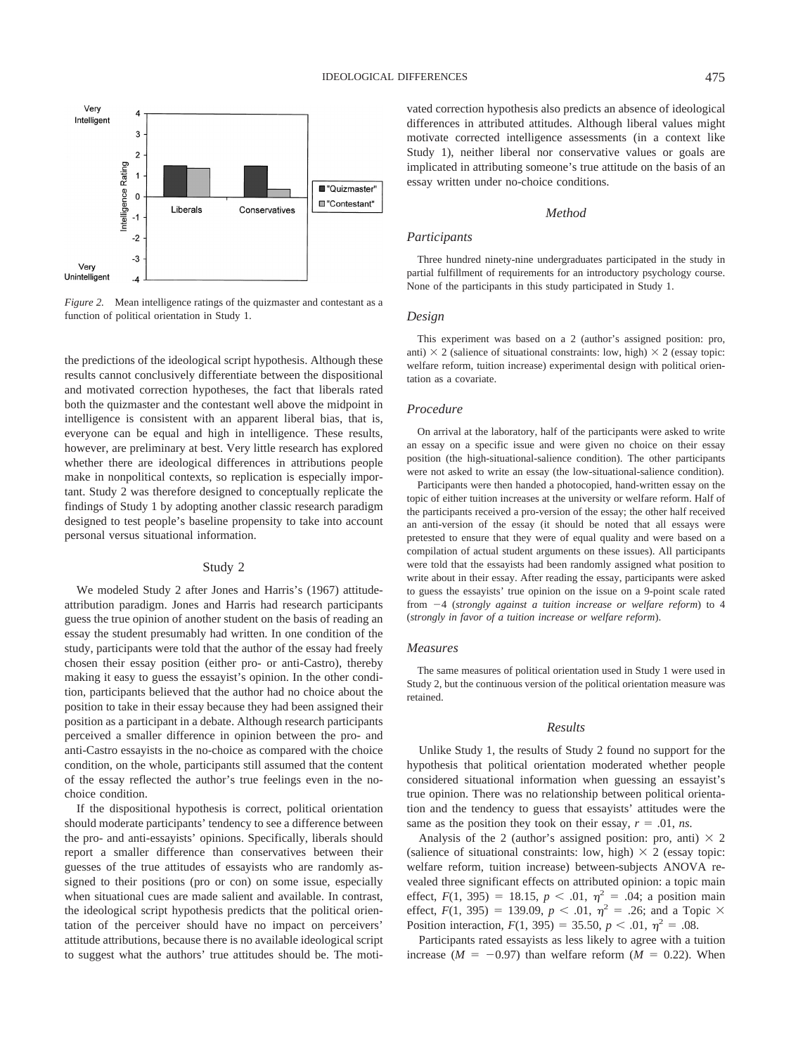Figure 2. Mean intelligence ratings of the quizmaster and contestant as a function of political orientation in Study 1.

the predictions of the ideological script hypothesis. Although these results cannot conclusively differentiate between the dispositional and motivated correction hypotheses, the fact that liberals rated both the quizmaster and the contestant well above the midpoint in intelligence is consistent with an apparent liberal bias, that is, everyone can be equal and high in intelligence. These results, however, are preliminary at best. Very little research has explored whether there are ideological differences in attributions people make in nonpolitical contexts, so replication is especially important. Study 2 was therefore designed to conceptually replicate the findings of Study 1 by adopting another classic research paradigm designed to test people's baseline propensity to take into account personal versus situational information.

## Study 2

We modeled Study 2 after Jones and Harris's (1967) attitude-attribution paradigm. Jones and Harris had research participants guess the true opinion of another student on the basis of reading an essay the student presumably had written. In one condition of the study, participants were told that the author of the essay had freely chosen their essay position (either pro- or anti-Castro), thereby making it easy to guess the essayist's opinion. In the other condition, participants believed that the author had no choice about the position to take in their essay because they had been assigned their position as a participant in a debate. Although research participants perceived a smaller difference in opinion between the pro- and anti-Castro essayists in the no-choice as compared with the choice condition, on the whole, participants still assumed that the content of the essay reflected the author's true feelings even in the no-choice condition.

If the dispositional hypothesis is correct, political orientation should moderate participants' tendency to see a difference between the pro- and anti-essayists' opinions. Specifically, liberals should report a smaller difference than conservatives between their guesses of the true attitudes of essayists who are randomly assigned to their positions (pro or con) on some issue, especially when situational cues are made salient and available. In contrast, the ideological script hypothesis predicts that the political orientation of the perceiver should have no impact on perceivers' attitude attributions, because there is no available ideological script to suggest what the authors' true attitudes should be. The motivated correction hypothesis also predicts an absence of ideological differences in attributed attitudes. Although liberal values might motivate corrected intelligence assessments (in a context like Study 1), neither liberal nor conservative values or goals are implicated in attributing someone's true attitude on the basis of an essay written under no-choice conditions.

### Method

#### Participants

Three hundred ninety-nine undergraduates participated in the study in partial fulfillment of requirements for an introductory psychology course. None of the participants in this study participated in Study 1.

#### Design

This experiment was based on a 2 (author's assigned position: pro, anti) × 2 (salience of situational constraints: low, high) × 2 (essay topic: welfare reform, tuition increase) experimental design with political orientation as a covariate.

#### Procedure

On arrival at the laboratory, half of the participants were asked to write an essay on a specific issue and were given no choice on their essay position (the high-situational-salience condition). The other participants were not asked to write an essay (the low-situational-salience condition).

Participants were then handed a photocopied, hand-written essay on the topic of either tuition increases at the university or welfare reform. Half of the participants received a pro-version of the essay; the other half received an anti-version of the essay (it should be noted that all essays were pretested to ensure that they were of equal quality and were based on a compilation of actual student arguments on these issues). All participants were told that the essayists had been randomly assigned what position to write about in their essay. After reading the essay, participants were asked to guess the essayists' true opinion on the issue on a 9-point scale rated from −4 (*strongly against a tuition increase or welfare reform*) to 4 (*strongly in favor of a tuition increase or welfare reform*).

#### Measures

The same measures of political orientation used in Study 1 were used in Study 2, but the continuous version of the political orientation measure was retained.

### Results

Unlike Study 1, the results of Study 2 found no support for the hypothesis that political orientation moderated whether people considered situational information when guessing an essayist's true opinion. There was no relationship between political orientation and the tendency to guess that essayists' attitudes were the same as the position they took on their essay, $r = .01$, *ns*.

Analysis of the 2 (author's assigned position: pro, anti) × 2 (salience of situational constraints: low, high) × 2 (essay topic: welfare reform, tuition increase) between-subjects ANOVA revealed three significant effects on attributed opinion: a topic main effect, $F(1, 395) = 18.15$, $p < .01$, $\eta^2 = .04$; a position main effect, $F(1, 395) = 139.09$, $p < .01$, $\eta^2 = .26$; and a Topic × Position interaction, $F(1, 395) = 35.50$, $p < .01$, $\eta^2 = .08$.

Participants rated essayists as less likely to agree with a tuition increase ($M = -0.97$) than welfare reform ($M = 0.22$). When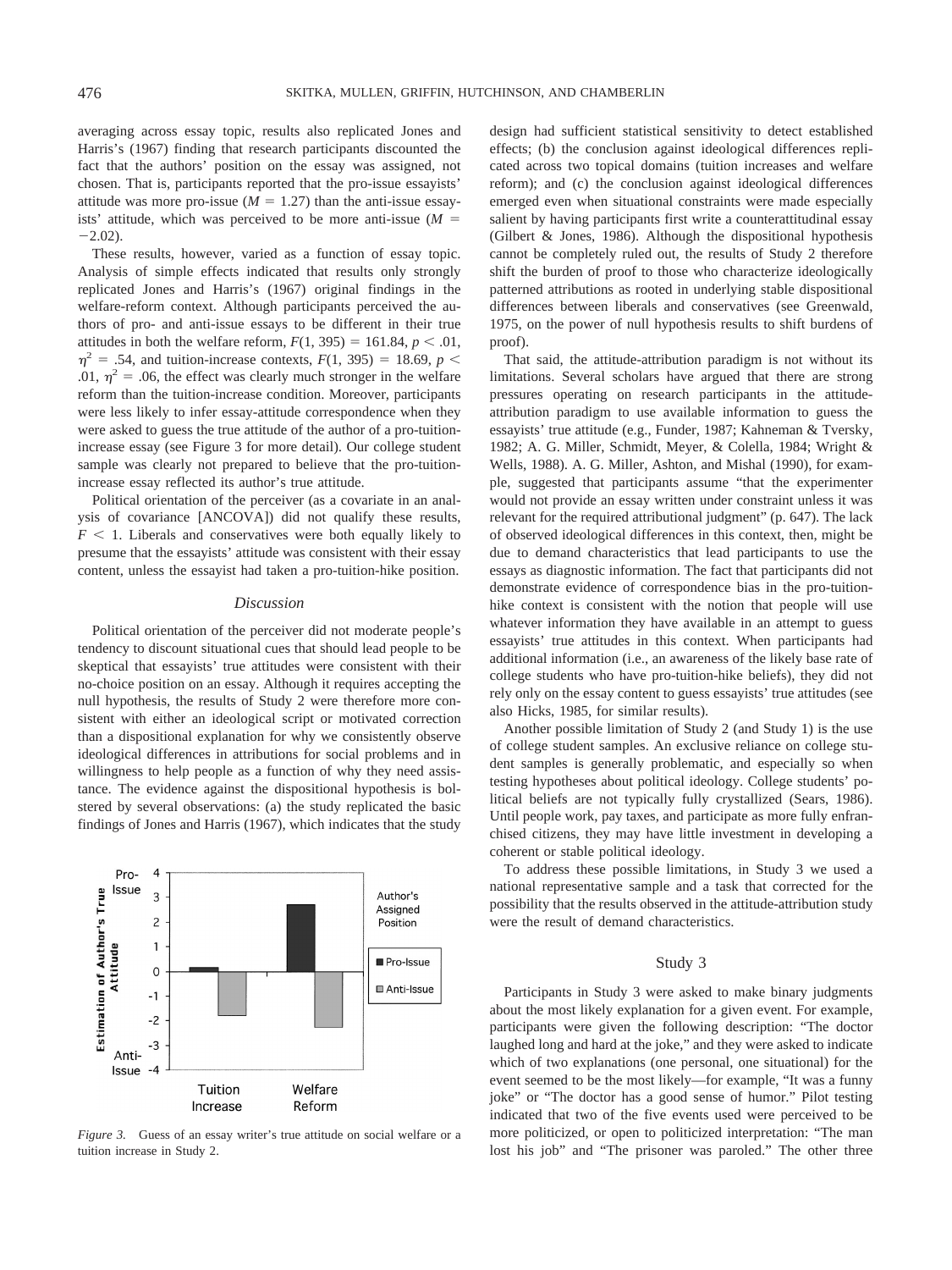averaging across essay topic, results also replicated Jones and Harris's (1967) finding that research participants discounted the fact that the authors' position on the essay was assigned, not chosen. That is, participants reported that the pro-issue essayists' attitude was more pro-issue ($M = 1.27$) than the anti-issue essayists' attitude, which was perceived to be more anti-issue ($M = -2.02$).

These results, however, varied as a function of essay topic. Analysis of simple effects indicated that results only strongly replicated Jones and Harris's (1967) original findings in the welfare-reform context. Although participants perceived the authors of pro- and anti-issue essays to be different in their true attitudes in both the welfare reform, $F(1, 395) = 161.84$, $p < .01$, $\eta^2 = .54$, and tuition-increase contexts, $F(1, 395) = 18.69$, $p < .01$, $\eta^2 = .06$, the effect was clearly much stronger in the welfare reform than the tuition-increase condition. Moreover, participants were less likely to infer essay-attitude correspondence when they were asked to guess the true attitude of the author of a pro-tuition-increase essay (see Figure 3 for more detail). Our college student sample was clearly not prepared to believe that the pro-tuition-increase essay reflected its author's true attitude.

Political orientation of the perceiver (as a covariate in an analysis of covariance [ANCOVA]) did not qualify these results, $F < 1$. Liberals and conservatives were both equally likely to presume that the essayists' attitude was consistent with their essay content, unless the essayist had taken a pro-tuition-hike position.

### *Discussion*

Political orientation of the perceiver did not moderate people's tendency to discount situational cues that should lead people to be skeptical that essayists' true attitudes were consistent with their no-choice position on an essay. Although it requires accepting the null hypothesis, the results of Study 2 were therefore more consistent with either an ideological script or motivated correction than a dispositional explanation for why we consistently observe ideological differences in attributions for social problems and in willingness to help people as a function of why they need assistance. The evidence against the dispositional hypothesis is bolstered by several observations: (a) the study replicated the basic findings of Jones and Harris (1967), which indicates that the study design had sufficient statistical sensitivity to detect established effects; (b) the conclusion against ideological differences replicated across two topical domains (tuition increases and welfare reform); and (c) the conclusion against ideological differences emerged even when situational constraints were made especially salient by having participants first write a counterattitudinal essay (Gilbert & Jones, 1986). Although the dispositional hypothesis cannot be completely ruled out, the results of Study 2 therefore shift the burden of proof to those who characterize ideologically patterned attributions as rooted in underlying stable dispositional differences between liberals and conservatives (see Greenwald, 1975, on the power of null hypothesis results to shift burdens of proof).

That said, the attitude-attribution paradigm is not without its limitations. Several scholars have argued that there are strong pressures operating on research participants in the attitude-attribution paradigm to use available information to guess the essayists' true attitude (e.g., Funder, 1987; Kahneman & Tversky, 1982; A. G. Miller, Schmidt, Meyer, & Colella, 1984; Wright & Wells, 1988). A. G. Miller, Ashton, and Mishal (1990), for example, suggested that participants assume "that the experimenter would not provide an essay written under constraint unless it was relevant for the required attributional judgment" (p. 647). The lack of observed ideological differences in this context, then, might be due to demand characteristics that lead participants to use the essays as diagnostic information. The fact that participants did not demonstrate evidence of correspondence bias in the pro-tuition-hike context is consistent with the notion that people will use whatever information they have available in an attempt to guess essayists' true attitudes in this context. When participants had additional information (i.e., an awareness of the likely base rate of college students who have pro-tuition-hike beliefs), they did not rely only on the essay content to guess essayists' true attitudes (see also Hicks, 1985, for similar results).

Another possible limitation of Study 2 (and Study 1) is the use of college student samples. An exclusive reliance on college student samples is generally problematic, and especially so when testing hypotheses about political ideology. College students' political beliefs are not typically fully crystallized (Sears, 1986). Until people work, pay taxes, and participate as more fully enfranchised citizens, they may have little investment in developing a coherent or stable political ideology.

To address these possible limitations, in Study 3 we used a national representative sample and a task that corrected for the possibility that the results observed in the attitude-attribution study were the result of demand characteristics.

*Figure 3.* Guess of an essay writer's true attitude on social welfare or a tuition increase in Study 2.

## Study 3

Participants in Study 3 were asked to make binary judgments about the most likely explanation for a given event. For example, participants were given the following description: "The doctor laughed long and hard at the joke," and they were asked to indicate which of two explanations (one personal, one situational) for the event seemed to be the most likely—for example, "It was a funny joke" or "The doctor has a good sense of humor." Pilot testing indicated that two of the five events used were perceived to be more politicized, or open to politicized interpretation: "The man lost his job" and "The prisoner was paroled." The other three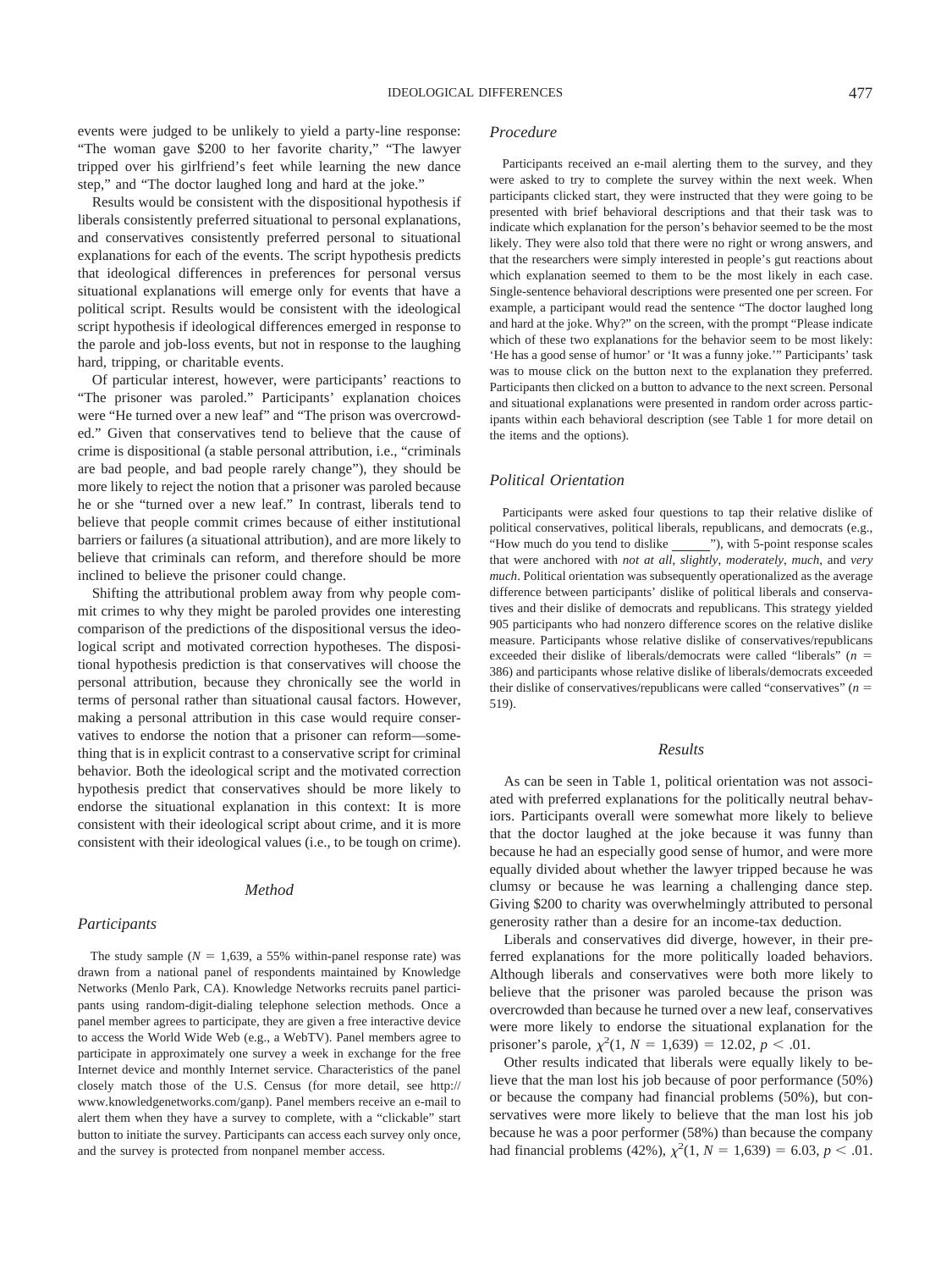events were judged to be unlikely to yield a party-line response: "The woman gave $200 to her favorite charity," "The lawyer tripped over his girlfriend's feet while learning the new dance step," and "The doctor laughed long and hard at the joke."

Results would be consistent with the dispositional hypothesis if liberals consistently preferred situational to personal explanations, and conservatives consistently preferred personal to situational explanations for each of the events. The script hypothesis predicts that ideological differences in preferences for personal versus situational explanations will emerge only for events that have a political script. Results would be consistent with the ideological script hypothesis if ideological differences emerged in response to the parole and job-loss events, but not in response to the laughing hard, tripping, or charitable events.

Of particular interest, however, were participants' reactions to "The prisoner was paroled." Participants' explanation choices were "He turned over a new leaf" and "The prison was overcrowded." Given that conservatives tend to believe that the cause of crime is dispositional (a stable personal attribution, i.e., "criminals are bad people, and bad people rarely change"), they should be more likely to reject the notion that a prisoner was paroled because he or she "turned over a new leaf." In contrast, liberals tend to believe that people commit crimes because of either institutional barriers or failures (a situational attribution), and are more likely to believe that criminals can reform, and therefore should be more inclined to believe the prisoner could change.

Shifting the attributional problem away from why people commit crimes to why they might be paroled provides one interesting comparison of the predictions of the dispositional versus the ideological script and motivated correction hypotheses. The dispositional hypothesis prediction is that conservatives will choose the personal attribution, because they chronically see the world in terms of personal rather than situational causal factors. However, making a personal attribution in this case would require conservatives to endorse the notion that a prisoner can reform—something that is in explicit contrast to a conservative script for criminal behavior. Both the ideological script and the motivated correction hypothesis predict that conservatives should be more likely to endorse the situational explanation in this context: It is more consistent with their ideological script about crime, and it is more consistent with their ideological values (i.e., to be tough on crime).

## Method

### Participants

The study sample ($N = 1,639$, a 55% within-panel response rate) was drawn from a national panel of respondents maintained by Knowledge Networks (Menlo Park, CA). Knowledge Networks recruits panel participants using random-digit-dialing telephone selection methods. Once a panel member agrees to participate, they are given a free interactive device to access the World Wide Web (e.g., a WebTV). Panel members agree to participate in approximately one survey a week in exchange for the free Internet device and monthly Internet service. Characteristics of the panel closely match those of the U.S. Census (for more detail, see http://www.knowledgenetworks.com/ganp). Panel members receive an e-mail to alert them when they have a survey to complete, with a "clickable" start button to initiate the survey. Participants can access each survey only once, and the survey is protected from nonpanel member access.

### Procedure

Participants received an e-mail alerting them to the survey, and they were asked to try to complete the survey within the next week. When participants clicked start, they were instructed that they were going to be presented with brief behavioral descriptions and that their task was to indicate which explanation for the person's behavior seemed to be the most likely. They were also told that there were no right or wrong answers, and that the researchers were simply interested in people's gut reactions about which explanation seemed to them to be the most likely in each case. Single-sentence behavioral descriptions were presented one per screen. For example, a participant would read the sentence "The doctor laughed long and hard at the joke. Why?" on the screen, with the prompt "Please indicate which of these two explanations for the behavior seem to be most likely: 'He has a good sense of humor' or 'It was a funny joke.'" Participants' task was to mouse click on the button next to the explanation they preferred. Participants then clicked on a button to advance to the next screen. Personal and situational explanations were presented in random order across participants within each behavioral description (see Table 1 for more detail on the items and the options).

### Political Orientation

Participants were asked four questions to tap their relative dislike of political conservatives, political liberals, republicans, and democrats (e.g., "How much do you tend to dislike ______"), with 5-point response scales that were anchored with *not at all*, *slightly*, *moderately*, *much*, and *very much*. Political orientation was subsequently operationalized as the average difference between participants' dislike of political liberals and conservatives and their dislike of democrats and republicans. This strategy yielded 905 participants who had nonzero difference scores on the relative dislike measure. Participants whose relative dislike of conservatives/republicans exceeded their dislike of liberals/democrats were called "liberals" ($n = 386$) and participants whose relative dislike of liberals/democrats exceeded their dislike of conservatives/republicans were called "conservatives" ($n = 519$).

## Results

As can be seen in Table 1, political orientation was not associated with preferred explanations for the politically neutral behaviors. Participants overall were somewhat more likely to believe that the doctor laughed at the joke because it was funny than because he had an especially good sense of humor, and were more equally divided about whether the lawyer tripped because he was clumsy or because he was learning a challenging dance step. Giving $200 to charity was overwhelmingly attributed to personal generosity rather than a desire for an income-tax deduction.

Liberals and conservatives did diverge, however, in their preferred explanations for the more politically loaded behaviors. Although liberals and conservatives were both more likely to believe that the prisoner was paroled because the prison was overcrowded than because he turned over a new leaf, conservatives were more likely to endorse the situational explanation for the prisoner's parole, $\chi^2(1, N = 1,639) = 12.02$, $p < .01$.

Other results indicated that liberals were equally likely to believe that the man lost his job because of poor performance (50%) or because the company had financial problems (50%), but conservatives were more likely to believe that the man lost his job because he was a poor performer (58%) than because the company had financial problems (42%), $\chi^2(1, N = 1,639) = 6.03$, $p < .01$.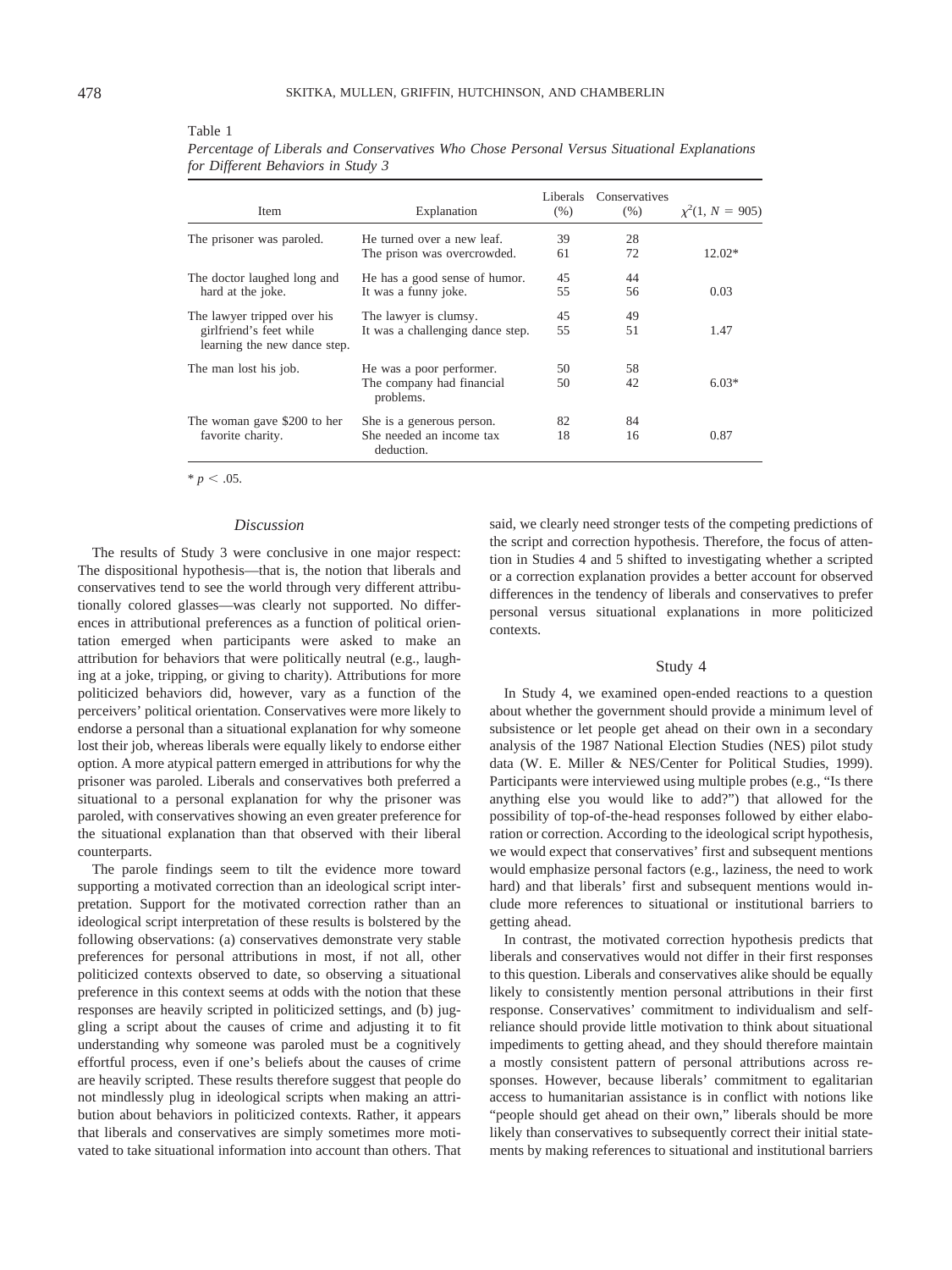Table 1

*Percentage of Liberals and Conservatives Who Chose Personal Versus Situational Explanations for Different Behaviors in Study 3*

| Item | Explanation | Liberals (%) | Conservatives (%) | $\chi^2(1, N = 905)$ |
|---|---|---|---|---|
| The prisoner was paroled. | He turned over a new leaf. | 39 | 28 | |
| | The prison was overcrowded. | 61 | 72 | 12.02* |
| The doctor laughed long and hard at the joke. | He has a good sense of humor. | 45 | 44 | |
| | It was a funny joke. | 55 | 56 | 0.03 |
| The lawyer tripped over his girlfriend's feet while learning the new dance step. | The lawyer is clumsy. | 45 | 49 | |
| | It was a challenging dance step. | 55 | 51 | 1.47 |
| The man lost his job. | He was a poor performer. | 50 | 58 | |
| | The company had financial problems. | 50 | 42 | 6.03* |
| The woman gave $200 to her favorite charity. | She is a generous person. | 82 | 84 | |
| | She needed an income tax deduction. | 18 | 16 | 0.87 |

* $p < .05$.

### *Discussion*

The results of Study 3 were conclusive in one major respect: The dispositional hypothesis—that is, the notion that liberals and conservatives tend to see the world through very different attributionally colored glasses—was clearly not supported. No differences in attributional preferences as a function of political orientation emerged when participants were asked to make an attribution for behaviors that were politically neutral (e.g., laughing at a joke, tripping, or giving to charity). Attributions for more politicized behaviors did, however, vary as a function of the perceivers' political orientation. Conservatives were more likely to endorse a personal than a situational explanation for why someone lost their job, whereas liberals were equally likely to endorse either option. A more atypical pattern emerged in attributions for why the prisoner was paroled. Liberals and conservatives both preferred a situational to a personal explanation for why the prisoner was paroled, with conservatives showing an even greater preference for the situational explanation than that observed with their liberal counterparts.

The parole findings seem to tilt the evidence more toward supporting a motivated correction than an ideological script interpretation. Support for the motivated correction rather than an ideological script interpretation of these results is bolstered by the following observations: (a) conservatives demonstrate very stable preferences for personal attributions in most, if not all, other politicized contexts observed to date, so observing a situational preference in this context seems at odds with the notion that these responses are heavily scripted in politicized settings, and (b) juggling a script about the causes of crime and adjusting it to fit understanding why someone was paroled must be a cognitively effortful process, even if one's beliefs about the causes of crime are heavily scripted. These results therefore suggest that people do not mindlessly plug in ideological scripts when making an attribution about behaviors in politicized contexts. Rather, it appears that liberals and conservatives are simply sometimes more motivated to take situational information into account than others. That said, we clearly need stronger tests of the competing predictions of the script and correction hypothesis. Therefore, the focus of attention in Studies 4 and 5 shifted to investigating whether a scripted or a correction explanation provides a better account for observed differences in the tendency of liberals and conservatives to prefer personal versus situational explanations in more politicized contexts.

## Study 4

In Study 4, we examined open-ended reactions to a question about whether the government should provide a minimum level of subsistence or let people get ahead on their own in a secondary analysis of the 1987 National Election Studies (NES) pilot study data (W. E. Miller & NES/Center for Political Studies, 1999). Participants were interviewed using multiple probes (e.g., "Is there anything else you would like to add?") that allowed for the possibility of top-of-the-head responses followed by either elaboration or correction. According to the ideological script hypothesis, we would expect that conservatives' first and subsequent mentions would emphasize personal factors (e.g., laziness, the need to work hard) and that liberals' first and subsequent mentions would include more references to situational or institutional barriers to getting ahead.

In contrast, the motivated correction hypothesis predicts that liberals and conservatives would not differ in their first responses to this question. Liberals and conservatives alike should be equally likely to consistently mention personal attributions in their first response. Conservatives' commitment to individualism and self-reliance should provide little motivation to think about situational impediments to getting ahead, and they should therefore maintain a mostly consistent pattern of personal attributions across responses. However, because liberals' commitment to egalitarian access to humanitarian assistance is in conflict with notions like "people should get ahead on their own," liberals should be more likely than conservatives to subsequently correct their initial statements by making references to situational and institutional barriers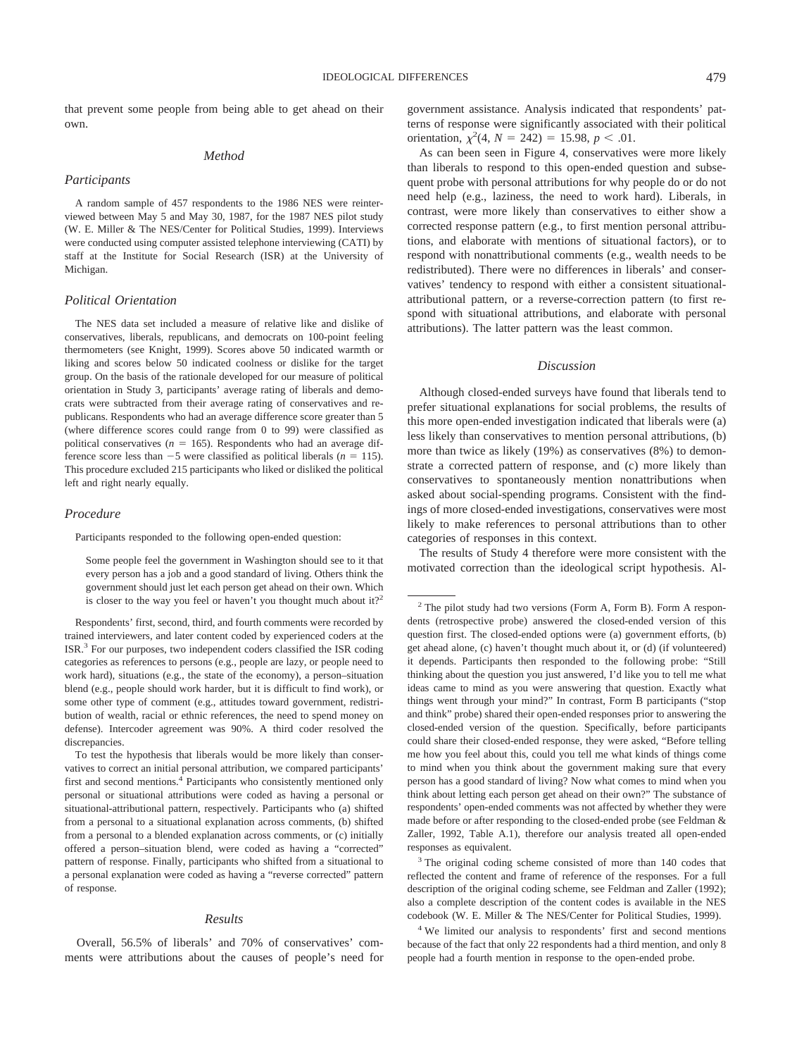that prevent some people from being able to get ahead on their own.

## Method

### Participants

A random sample of 457 respondents to the 1986 NES were reinterviewed between May 5 and May 30, 1987, for the 1987 NES pilot study (W. E. Miller & The NES/Center for Political Studies, 1999). Interviews were conducted using computer assisted telephone interviewing (CATI) by staff at the Institute for Social Research (ISR) at the University of Michigan.

### Political Orientation

The NES data set included a measure of relative like and dislike of conservatives, liberals, republicans, and democrats on 100-point feeling thermometers (see Knight, 1999). Scores above 50 indicated warmth or liking and scores below 50 indicated coolness or dislike for the target group. On the basis of the rationale developed for our measure of political orientation in Study 3, participants' average rating of liberals and democrats were subtracted from their average rating of conservatives and republicans. Respondents who had an average difference score greater than 5 (where difference scores could range from 0 to 99) were classified as political conservatives ($n = 165$). Respondents who had an average difference score less than $-5$ were classified as political liberals ($n = 115$). This procedure excluded 215 participants who liked or disliked the political left and right nearly equally.

### Procedure

Participants responded to the following open-ended question:

> Some people feel the government in Washington should see to it that every person has a job and a good standard of living. Others think the government should just let each person get ahead on their own. Which is closer to the way you feel or haven't you thought much about it?[2]

Respondents' first, second, third, and fourth comments were recorded by trained interviewers, and later content coded by experienced coders at the ISR.[3] For our purposes, two independent coders classified the ISR coding categories as references to persons (e.g., people are lazy, or people need to work hard), situations (e.g., the state of the economy), a person–situation blend (e.g., people should work harder, but it is difficult to find work), or some other type of comment (e.g., attitudes toward government, redistribution of wealth, racial or ethnic references, the need to spend money on defense). Intercoder agreement was 90%. A third coder resolved the discrepancies.

To test the hypothesis that liberals would be more likely than conservatives to correct an initial personal attribution, we compared participants' first and second mentions.[4] Participants who consistently mentioned only personal or situational attributions were coded as having a personal or situational-attributional pattern, respectively. Participants who (a) shifted from a personal to a situational explanation across comments, (b) shifted from a personal to a blended explanation across comments, or (c) initially offered a person–situation blend, were coded as having a "corrected" pattern of response. Finally, participants who shifted from a situational to a personal explanation were coded as having a "reverse corrected" pattern of response.

## Results

Overall, 56.5% of liberals' and 70% of conservatives' comments were attributions about the causes of people's need for government assistance. Analysis indicated that respondents' patterns of response were significantly associated with their political orientation, $\chi^2(4, N = 242) = 15.98$, $p < .01$.

As can been seen in Figure 4, conservatives were more likely than liberals to respond to this open-ended question and subsequent probe with personal attributions for why people do or do not need help (e.g., laziness, the need to work hard). Liberals, in contrast, were more likely than conservatives to either show a corrected response pattern (e.g., to first mention personal attributions, and elaborate with mentions of situational factors), or to respond with nonattributional comments (e.g., wealth needs to be redistributed). There were no differences in liberals' and conservatives' tendency to respond with either a consistent situational-attributional pattern, or a reverse-correction pattern (to first respond with situational attributions, and elaborate with personal attributions). The latter pattern was the least common.

## Discussion

Although closed-ended surveys have found that liberals tend to prefer situational explanations for social problems, the results of this more open-ended investigation indicated that liberals were (a) less likely than conservatives to mention personal attributions, (b) more than twice as likely (19%) as conservatives (8%) to demonstrate a corrected pattern of response, and (c) more likely than conservatives to spontaneously mention nonattributions when asked about social-spending programs. Consistent with the findings of more closed-ended investigations, conservatives were most likely to make references to personal attributions than to other categories of responses in this context.

The results of Study 4 therefore were more consistent with the motivated correction than the ideological script hypothesis. Al-

---

[2] The pilot study had two versions (Form A, Form B). Form A respondents (retrospective probe) answered the closed-ended version of this question first. The closed-ended options were (a) government efforts, (b) get ahead alone, (c) haven't thought much about it, or (d) (if volunteered) it depends. Participants then responded to the following probe: "Still thinking about the question you just answered, I'd like you to tell me what ideas came to mind as you were answering that question. Exactly what things went through your mind?" In contrast, Form B participants ("stop and think" probe) shared their open-ended responses prior to answering the closed-ended version of the question. Specifically, before participants could share their closed-ended response, they were asked, "Before telling me how you feel about this, could you tell me what kinds of things come to mind when you think about the government making sure that every person has a good standard of living? Now what comes to mind when you think about letting each person get ahead on their own?" The substance of respondents' open-ended comments was not affected by whether they were made before or after responding to the closed-ended probe (see Feldman & Zaller, 1992, Table A.1), therefore our analysis treated all open-ended responses as equivalent.

[3] The original coding scheme consisted of more than 140 codes that reflected the content and frame of reference of the responses. For a full description of the original coding scheme, see Feldman and Zaller (1992); also a complete description of the content codes is available in the NES codebook (W. E. Miller & The NES/Center for Political Studies, 1999).

[4] We limited our analysis to respondents' first and second mentions because of the fact that only 22 respondents had a third mention, and only 8 people had a fourth mention in response to the open-ended probe.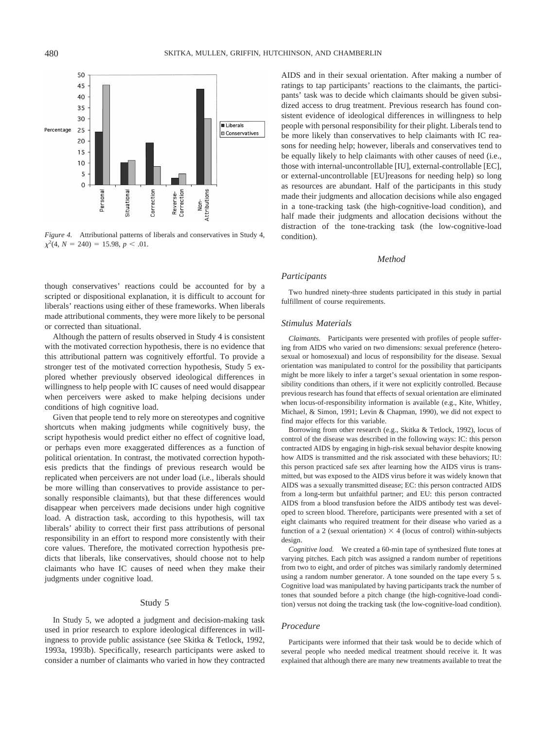*Figure 4.* Attributional patterns of liberals and conservatives in Study 4, $\chi^2(4, N = 240) = 15.98, p < .01$.

though conservatives' reactions could be accounted for by a scripted or dispositional explanation, it is difficult to account for liberals' reactions using either of these frameworks. When liberals made attributional comments, they were more likely to be personal or corrected than situational.

Although the pattern of results observed in Study 4 is consistent with the motivated correction hypothesis, there is no evidence that this attributional pattern was cognitively effortful. To provide a stronger test of the motivated correction hypothesis, Study 5 explored whether previously observed ideological differences in willingness to help people with IC causes of need would disappear when perceivers were asked to make helping decisions under conditions of high cognitive load.

Given that people tend to rely more on stereotypes and cognitive shortcuts when making judgments while cognitively busy, the script hypothesis would predict either no effect of cognitive load, or perhaps even more exaggerated differences as a function of political orientation. In contrast, the motivated correction hypothesis predicts that the findings of previous research would be replicated when perceivers are not under load (i.e., liberals should be more willing than conservatives to provide assistance to personally responsible claimants), but that these differences would disappear when perceivers made decisions under high cognitive load. A distraction task, according to this hypothesis, will tax liberals' ability to correct their first pass attributions of personal responsibility in an effort to respond more consistently with their core values. Therefore, the motivated correction hypothesis predicts that liberals, like conservatives, should choose not to help claimants who have IC causes of need when they make their judgments under cognitive load.

## Study 5

In Study 5, we adopted a judgment and decision-making task used in prior research to explore ideological differences in willingness to provide public assistance (see Skitka & Tetlock, 1992, 1993a, 1993b). Specifically, research participants were asked to consider a number of claimants who varied in how they contracted AIDS and in their sexual orientation. After making a number of ratings to tap participants' reactions to the claimants, the participants' task was to decide which claimants should be given subsidized access to drug treatment. Previous research has found consistent evidence of ideological differences in willingness to help people with personal responsibility for their plight. Liberals tend to be more likely than conservatives to help claimants with IC reasons for needing help; however, liberals and conservatives tend to be equally likely to help claimants with other causes of need (i.e., those with internal-uncontrollable [IU], external-controllable [EC], or external-uncontrollable [EU]reasons for needing help) so long as resources are abundant. Half of the participants in this study made their judgments and allocation decisions while also engaged in a tone-tracking task (the high-cognitive-load condition), and half made their judgments and allocation decisions without the distraction of the tone-tracking task (the low-cognitive-load condition).

### Method

#### Participants

Two hundred ninety-three students participated in this study in partial fulfillment of course requirements.

#### Stimulus Materials

*Claimants.* Participants were presented with profiles of people suffering from AIDS who varied on two dimensions: sexual preference (heterosexual or homosexual) and locus of responsibility for the disease. Sexual orientation was manipulated to control for the possibility that participants might be more likely to infer a target's sexual orientation in some responsibility conditions than others, if it were not explicitly controlled. Because previous research has found that effects of sexual orientation are eliminated when locus-of-responsibility information is available (e.g., Kite, Whitley, Michael, & Simon, 1991; Levin & Chapman, 1990), we did not expect to find major effects for this variable.

Borrowing from other research (e.g., Skitka & Tetlock, 1992), locus of control of the disease was described in the following ways: IC: this person contracted AIDS by engaging in high-risk sexual behavior despite knowing how AIDS is transmitted and the risk associated with these behaviors; IU: this person practiced safe sex after learning how the AIDS virus is transmitted, but was exposed to the AIDS virus before it was widely known that AIDS was a sexually transmitted disease; EC: this person contracted AIDS from a long-term but unfaithful partner; and EU: this person contracted AIDS from a blood transfusion before the AIDS antibody test was developed to screen blood. Therefore, participants were presented with a set of eight claimants who required treatment for their disease who varied as a function of a 2 (sexual orientation) × 4 (locus of control) within-subjects design.

*Cognitive load.* We created a 60-min tape of synthesized flute tones at varying pitches. Each pitch was assigned a random number of repetitions from two to eight, and order of pitches was similarly randomly determined using a random number generator. A tone sounded on the tape every 5 s. Cognitive load was manipulated by having participants track the number of tones that sounded before a pitch change (the high-cognitive-load condition) versus not doing the tracking task (the low-cognitive-load condition).

#### Procedure

Participants were informed that their task would be to decide which of several people who needed medical treatment should receive it. It was explained that although there are many new treatments available to treat the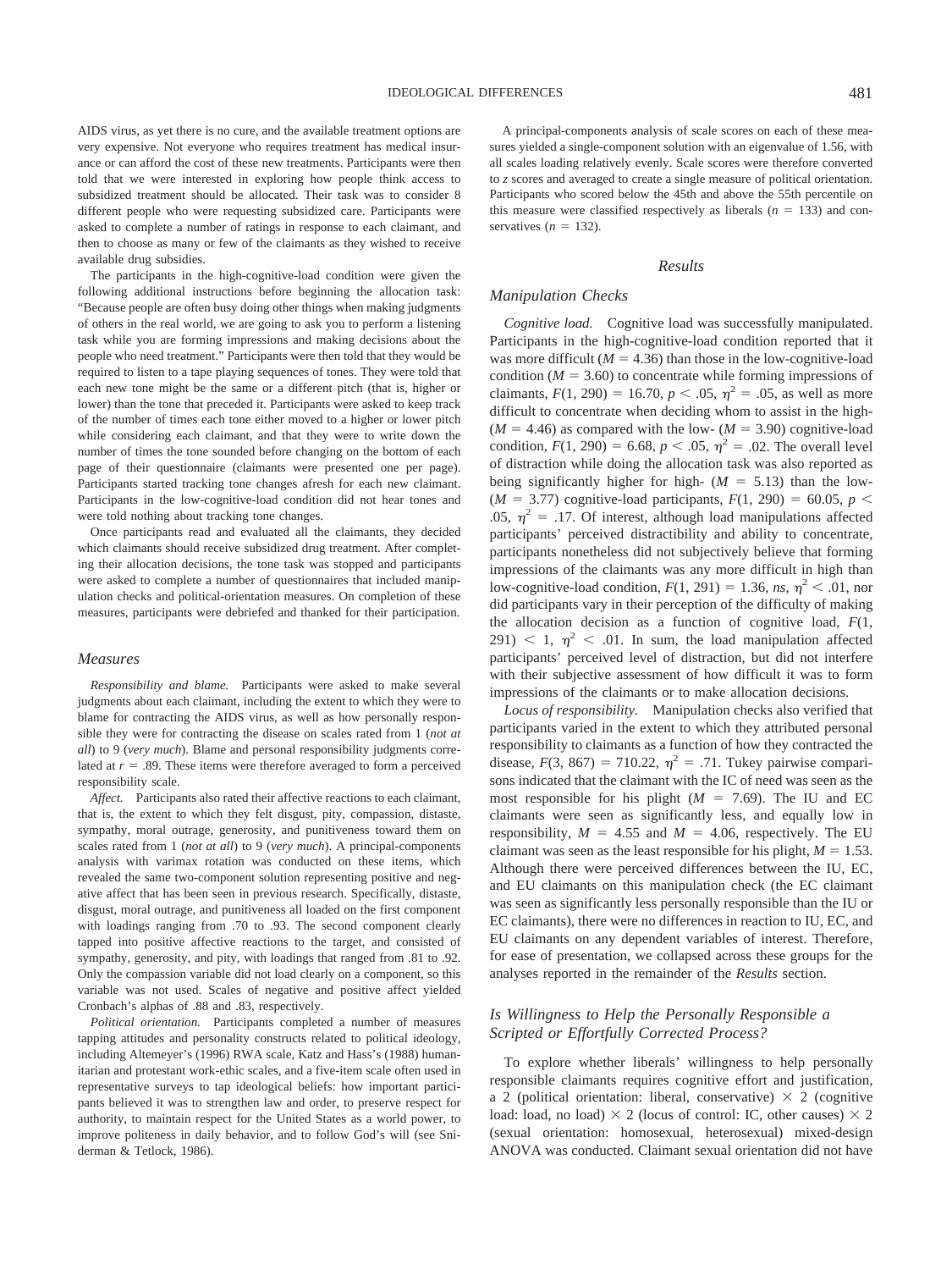AIDS virus, as yet there is no cure, and the available treatment options are very expensive. Not everyone who requires treatment has medical insurance or can afford the cost of these new treatments. Participants were then told that we were interested in exploring how people think access to subsidized treatment should be allocated. Their task was to consider 8 different people who were requesting subsidized care. Participants were asked to complete a number of ratings in response to each claimant, and then to choose as many or few of the claimants as they wished to receive available drug subsidies.

The participants in the high-cognitive-load condition were given the following additional instructions before beginning the allocation task: "Because people are often busy doing other things when making judgments of others in the real world, we are going to ask you to perform a listening task while you are forming impressions and making decisions about the people who need treatment." Participants were then told that they would be required to listen to a tape playing sequences of tones. They were told that each new tone might be the same or a different pitch (that is, higher or lower) than the tone that preceded it. Participants were asked to keep track of the number of times each tone either moved to a higher or lower pitch while considering each claimant, and that they were to write down the number of times the tone sounded before changing on the bottom of each page of their questionnaire (claimants were presented one per page). Participants started tracking tone changes afresh for each new claimant. Participants in the low-cognitive-load condition did not hear tones and were told nothing about tracking tone changes.

Once participants read and evaluated all the claimants, they decided which claimants should receive subsidized drug treatment. After completing their allocation decisions, the tone task was stopped and participants were asked to complete a number of questionnaires that included manipulation checks and political-orientation measures. On completion of these measures, participants were debriefed and thanked for their participation.

### Measures

*Responsibility and blame.* Participants were asked to make several judgments about each claimant, including the extent to which they were to blame for contracting the AIDS virus, as well as how personally responsible they were for contracting the disease on scales rated from 1 (*not at all*) to 9 (*very much*). Blame and personal responsibility judgments correlated at $r = .89$. These items were therefore averaged to form a perceived responsibility scale.

*Affect.* Participants also rated their affective reactions to each claimant, that is, the extent to which they felt disgust, pity, compassion, distaste, sympathy, moral outrage, generosity, and punitiveness toward them on scales rated from 1 (*not at all*) to 9 (*very much*). A principal-components analysis with varimax rotation was conducted on these items, which revealed the same two-component solution representing positive and negative affect that has been seen in previous research. Specifically, distaste, disgust, moral outrage, and punitiveness all loaded on the first component with loadings ranging from .70 to .93. The second component clearly tapped into positive affective reactions to the target, and consisted of sympathy, generosity, and pity, with loadings that ranged from .81 to .92. Only the compassion variable did not load clearly on a component, so this variable was not used. Scales of negative and positive affect yielded Cronbach's alphas of .88 and .83, respectively.

*Political orientation.* Participants completed a number of measures tapping attitudes and personality constructs related to political ideology, including Altemeyer's (1996) RWA scale, Katz and Hass's (1988) humanitarian and protestant work-ethic scales, and a five-item scale often used in representative surveys to tap ideological beliefs: how important participants believed it was to strengthen law and order, to preserve respect for authority, to maintain respect for the United States as a world power, to improve politeness in daily behavior, and to follow God's will (see Sniderman & Tetlock, 1986).

A principal-components analysis of scale scores on each of these measures yielded a single-component solution with an eigenvalue of 1.56, with all scales loading relatively evenly. Scale scores were therefore converted to *z* scores and averaged to create a single measure of political orientation. Participants who scored below the 45th and above the 55th percentile on this measure were classified respectively as liberals ($n = 133$) and conservatives ($n = 132$).

## Results

### Manipulation Checks

*Cognitive load.* Cognitive load was successfully manipulated. Participants in the high-cognitive-load condition reported that it was more difficult ($M = 4.36$) than those in the low-cognitive-load condition ($M = 3.60$) to concentrate while forming impressions of claimants, $F(1, 290) = 16.70$, $p < .05$, $\eta^2 = .05$, as well as more difficult to concentrate when deciding whom to assist in the high- ($M = 4.46$) as compared with the low- ($M = 3.90$) cognitive-load condition, $F(1, 290) = 6.68$, $p < .05$, $\eta^2 = .02$. The overall level of distraction while doing the allocation task was also reported as being significantly higher for high- ($M = 5.13$) than the low- ($M = 3.77$) cognitive-load participants, $F(1, 290) = 60.05$, $p < .05$, $\eta^2 = .17$. Of interest, although load manipulations affected participants' perceived distractibility and ability to concentrate, participants nonetheless did not subjectively believe that forming impressions of the claimants was any more difficult in high than low-cognitive-load condition, $F(1, 291) = 1.36$, *ns*, $\eta^2 < .01$, nor did participants vary in their perception of the difficulty of making the allocation decision as a function of cognitive load, $F(1, 291) < 1$, $\eta^2 < .01$. In sum, the load manipulation affected participants' perceived level of distraction, but did not interfere with their subjective assessment of how difficult it was to form impressions of the claimants or to make allocation decisions.

*Locus of responsibility.* Manipulation checks also verified that participants varied in the extent to which they attributed personal responsibility to claimants as a function of how they contracted the disease, $F(3, 867) = 710.22$, $\eta^2 = .71$. Tukey pairwise comparisons indicated that the claimant with the IC of need was seen as the most responsible for his plight ($M = 7.69$). The IU and EC claimants were seen as significantly less, and equally low in responsibility, $M = 4.55$ and $M = 4.06$, respectively. The EU claimant was seen as the least responsible for his plight, $M = 1.53$. Although there were perceived differences between the IU, EC, and EU claimants on this manipulation check (the EC claimant was seen as significantly less personally responsible than the IU or EC claimants), there were no differences in reaction to IU, EC, and EU claimants on any dependent variables of interest. Therefore, for ease of presentation, we collapsed across these groups for the analyses reported in the remainder of the *Results* section.

### Is Willingness to Help the Personally Responsible a Scripted or Effortfully Corrected Process?

To explore whether liberals' willingness to help personally responsible claimants requires cognitive effort and justification, a 2 (political orientation: liberal, conservative) × 2 (cognitive load: load, no load) × 2 (locus of control: IC, other causes) × 2 (sexual orientation: homosexual, heterosexual) mixed-design ANOVA was conducted. Claimant sexual orientation did not have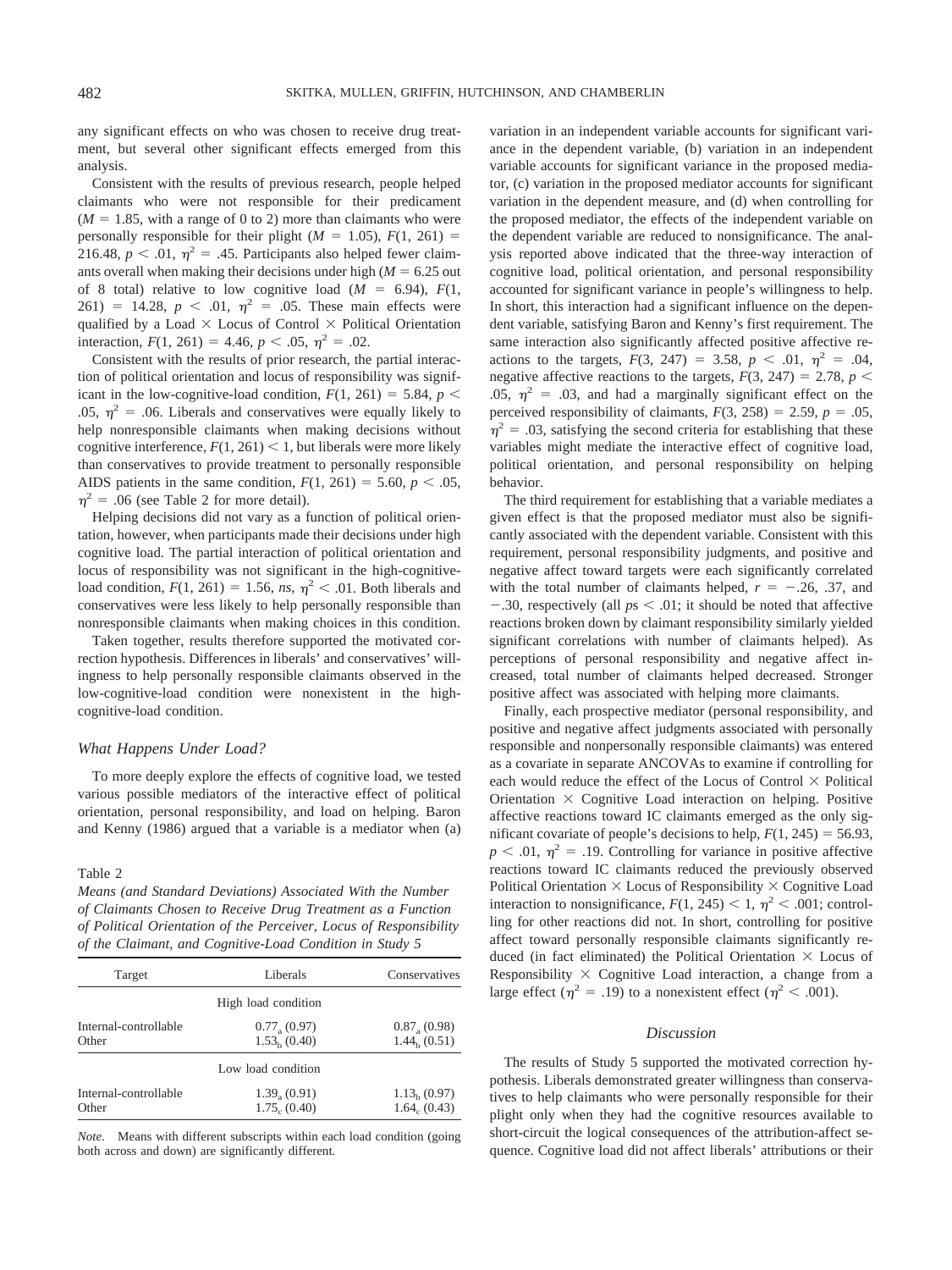any significant effects on who was chosen to receive drug treatment, but several other significant effects emerged from this analysis.

Consistent with the results of previous research, people helped claimants who were not responsible for their predicament ($M = 1.85$, with a range of 0 to 2) more than claimants who were personally responsible for their plight ($M = 1.05$), $F(1, 261) = 216.48$, $p < .01$, $\eta^2 = .45$. Participants also helped fewer claimants overall when making their decisions under high ($M = 6.25$ out of 8 total) relative to low cognitive load ($M = 6.94$), $F(1, 261) = 14.28$, $p < .01$, $\eta^2 = .05$. These main effects were qualified by a Load × Locus of Control × Political Orientation interaction, $F(1, 261) = 4.46$, $p < .05$, $\eta^2 = .02$.

Consistent with the results of prior research, the partial interaction of political orientation and locus of responsibility was significant in the low-cognitive-load condition, $F(1, 261) = 5.84$, $p < .05$, $\eta^2 = .06$. Liberals and conservatives were equally likely to help nonresponsible claimants when making decisions without cognitive interference, $F(1, 261) < 1$, but liberals were more likely than conservatives to provide treatment to personally responsible AIDS patients in the same condition, $F(1, 261) = 5.60$, $p < .05$, $\eta^2 = .06$ (see Table 2 for more detail).

Helping decisions did not vary as a function of political orientation, however, when participants made their decisions under high cognitive load. The partial interaction of political orientation and locus of responsibility was not significant in the high-cognitive-load condition, $F(1, 261) = 1.56$, *ns*, $\eta^2 < .01$. Both liberals and conservatives were less likely to help personally responsible than nonresponsible claimants when making choices in this condition.

Taken together, results therefore supported the motivated correction hypothesis. Differences in liberals' and conservatives' willingness to help personally responsible claimants observed in the low-cognitive-load condition were nonexistent in the high-cognitive-load condition.

### *What Happens Under Load?*

To more deeply explore the effects of cognitive load, we tested various possible mediators of the interactive effect of political orientation, personal responsibility, and load on helping. Baron and Kenny (1986) argued that a variable is a mediator when (a) variation in an independent variable accounts for significant variance in the dependent variable, (b) variation in an independent variable accounts for significant variance in the proposed mediator, (c) variation in the proposed mediator accounts for significant variation in the dependent measure, and (d) when controlling for the proposed mediator, the effects of the independent variable on the dependent variable are reduced to nonsignificance. The analysis reported above indicated that the three-way interaction of cognitive load, political orientation, and personal responsibility accounted for significant variance in people's willingness to help. In short, this interaction had a significant influence on the dependent variable, satisfying Baron and Kenny's first requirement. The same interaction also significantly affected positive affective reactions to the targets, $F(3, 247) = 3.58$, $p < .01$, $\eta^2 = .04$, negative affective reactions to the targets, $F(3, 247) = 2.78$, $p < .05$, $\eta^2 = .03$, and had a marginally significant effect on the perceived responsibility of claimants, $F(3, 258) = 2.59$, $p = .05$, $\eta^2 = .03$, satisfying the second criteria for establishing that these variables might mediate the interactive effect of cognitive load, political orientation, and personal responsibility on helping behavior.

The third requirement for establishing that a variable mediates a given effect is that the proposed mediator must also be significantly associated with the dependent variable. Consistent with this requirement, personal responsibility judgments, and positive and negative affect toward targets were each significantly correlated with the total number of claimants helped, $r = -.26$, $.37$, and $-.30$, respectively (all $ps < .01$; it should be noted that affective reactions broken down by claimant responsibility similarly yielded significant correlations with number of claimants helped). As perceptions of personal responsibility and negative affect increased, total number of claimants helped decreased. Stronger positive affect was associated with helping more claimants.

Finally, each prospective mediator (personal responsibility, and positive and negative affect judgments associated with personally responsible and nonpersonally responsible claimants) was entered as a covariate in separate ANCOVAs to examine if controlling for each would reduce the effect of the Locus of Control × Political Orientation × Cognitive Load interaction on helping. Positive affective reactions toward IC claimants emerged as the only significant covariate of people's decisions to help, $F(1, 245) = 56.93$, $p < .01$, $\eta^2 = .19$. Controlling for variance in positive affective reactions toward IC claimants reduced the previously observed Political Orientation × Locus of Responsibility × Cognitive Load interaction to nonsignificance, $F(1, 245) < 1$, $\eta^2 < .001$; controlling for other reactions did not. In short, controlling for positive affect toward personally responsible claimants significantly reduced (in fact eliminated) the Political Orientation × Locus of Responsibility × Cognitive Load interaction, a change from a large effect ($\eta^2 = .19$) to a nonexistent effect ($\eta^2 < .001$).

Table 2
*Means (and Standard Deviations) Associated With the Number of Claimants Chosen to Receive Drug Treatment as a Function of Political Orientation of the Perceiver, Locus of Responsibility of the Claimant, and Cognitive-Load Condition in Study 5*

| Target | Liberals | Conservatives |
|---|---|---|
| | High load condition | |
| Internal-controllable | $0.77_a$ (0.97) | $0.87_a$ (0.98) |
| Other | $1.53_b$ (0.40) | $1.44_b$ (0.51) |
| | Low load condition | |
| Internal-controllable | $1.39_a$ (0.91) | $1.13_b$ (0.97) |
| Other | $1.75_c$ (0.40) | $1.64_c$ (0.43) |

*Note.* Means with different subscripts within each load condition (going both across and down) are significantly different.

## *Discussion*

The results of Study 5 supported the motivated correction hypothesis. Liberals demonstrated greater willingness than conservatives to help claimants who were personally responsible for their plight only when they had the cognitive resources available to short-circuit the logical consequences of the attribution-affect sequence. Cognitive load did not affect liberals' attributions or their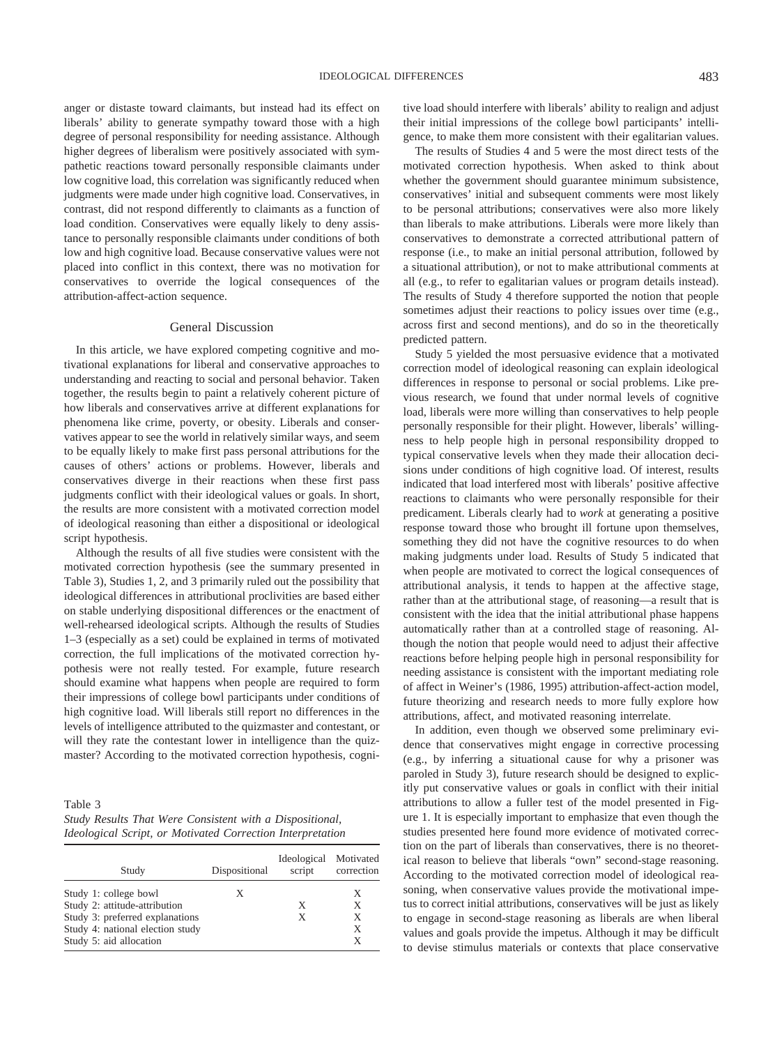anger or distaste toward claimants, but instead had its effect on liberals' ability to generate sympathy toward those with a high degree of personal responsibility for needing assistance. Although higher degrees of liberalism were positively associated with sympathetic reactions toward personally responsible claimants under low cognitive load, this correlation was significantly reduced when judgments were made under high cognitive load. Conservatives, in contrast, did not respond differently to claimants as a function of load condition. Conservatives were equally likely to deny assistance to personally responsible claimants under conditions of both low and high cognitive load. Because conservative values were not placed into conflict in this context, there was no motivation for conservatives to override the logical consequences of the attribution-affect-action sequence.

## General Discussion

In this article, we have explored competing cognitive and motivational explanations for liberal and conservative approaches to understanding and reacting to social and personal behavior. Taken together, the results begin to paint a relatively coherent picture of how liberals and conservatives arrive at different explanations for phenomena like crime, poverty, or obesity. Liberals and conservatives appear to see the world in relatively similar ways, and seem to be equally likely to make first pass personal attributions for the causes of others' actions or problems. However, liberals and conservatives diverge in their reactions when these first pass judgments conflict with their ideological values or goals. In short, the results are more consistent with a motivated correction model of ideological reasoning than either a dispositional or ideological script hypothesis.

Although the results of all five studies were consistent with the motivated correction hypothesis (see the summary presented in Table 3), Studies 1, 2, and 3 primarily ruled out the possibility that ideological differences in attributional proclivities are based either on stable underlying dispositional differences or the enactment of well-rehearsed ideological scripts. Although the results of Studies 1–3 (especially as a set) could be explained in terms of motivated correction, the full implications of the motivated correction hypothesis were not really tested. For example, future research should examine what happens when people are required to form their impressions of college bowl participants under conditions of high cognitive load. Will liberals still report no differences in the levels of intelligence attributed to the quizmaster and contestant, or will they rate the contestant lower in intelligence than the quizmaster? According to the motivated correction hypothesis, cognitive load should interfere with liberals' ability to realign and adjust their initial impressions of the college bowl participants' intelligence, to make them more consistent with their egalitarian values.

The results of Studies 4 and 5 were the most direct tests of the motivated correction hypothesis. When asked to think about whether the government should guarantee minimum subsistence, conservatives' initial and subsequent comments were most likely to be personal attributions; conservatives were also more likely than liberals to make attributions. Liberals were more likely than conservatives to demonstrate a corrected attributional pattern of response (i.e., to make an initial personal attribution, followed by a situational attribution), or not to make attributional comments at all (e.g., to refer to egalitarian values or program details instead). The results of Study 4 therefore supported the notion that people sometimes adjust their reactions to policy issues over time (e.g., across first and second mentions), and do so in the theoretically predicted pattern.

Study 5 yielded the most persuasive evidence that a motivated correction model of ideological reasoning can explain ideological differences in response to personal or social problems. Like previous research, we found that under normal levels of cognitive load, liberals were more willing than conservatives to help people personally responsible for their plight. However, liberals' willingness to help people high in personal responsibility dropped to typical conservative levels when they made their allocation decisions under conditions of high cognitive load. Of interest, results indicated that load interfered most with liberals' positive affective reactions to claimants who were personally responsible for their predicament. Liberals clearly had to *work* at generating a positive response toward those who brought ill fortune upon themselves, something they did not have the cognitive resources to do when making judgments under load. Results of Study 5 indicated that when people are motivated to correct the logical consequences of attributional analysis, it tends to happen at the affective stage, rather than at the attributional stage, of reasoning—a result that is consistent with the idea that the initial attributional phase happens automatically rather than at a controlled stage of reasoning. Although the notion that people would need to adjust their affective reactions before helping people high in personal responsibility for needing assistance is consistent with the important mediating role of affect in Weiner's (1986, 1995) attribution-affect-action model, future theorizing and research needs to more fully explore how attributions, affect, and motivated reasoning interrelate.

In addition, even though we observed some preliminary evidence that conservatives might engage in corrective processing (e.g., by inferring a situational cause for why a prisoner was paroled in Study 3), future research should be designed to explicitly put conservative values or goals in conflict with their initial attributions to allow a fuller test of the model presented in Figure 1. It is especially important to emphasize that even though the studies presented here found more evidence of motivated correction on the part of liberals than conservatives, there is no theoretical reason to believe that liberals "own" second-stage reasoning. According to the motivated correction model of ideological reasoning, when conservative values provide the motivational impetus to correct initial attributions, conservatives will be just as likely to engage in second-stage reasoning as liberals are when liberal values and goals provide the impetus. Although it may be difficult to devise stimulus materials or contexts that place conservative

Table 3
*Study Results That Were Consistent with a Dispositional, Ideological Script, or Motivated Correction Interpretation*

| Study | Dispositional | Ideological script | Motivated correction |
|---|---|---|---|
| Study 1: college bowl | X | | X |
| Study 2: attitude-attribution | | X | X |
| Study 3: preferred explanations | | X | X |
| Study 4: national election study | | | X |
| Study 5: aid allocation | | | X |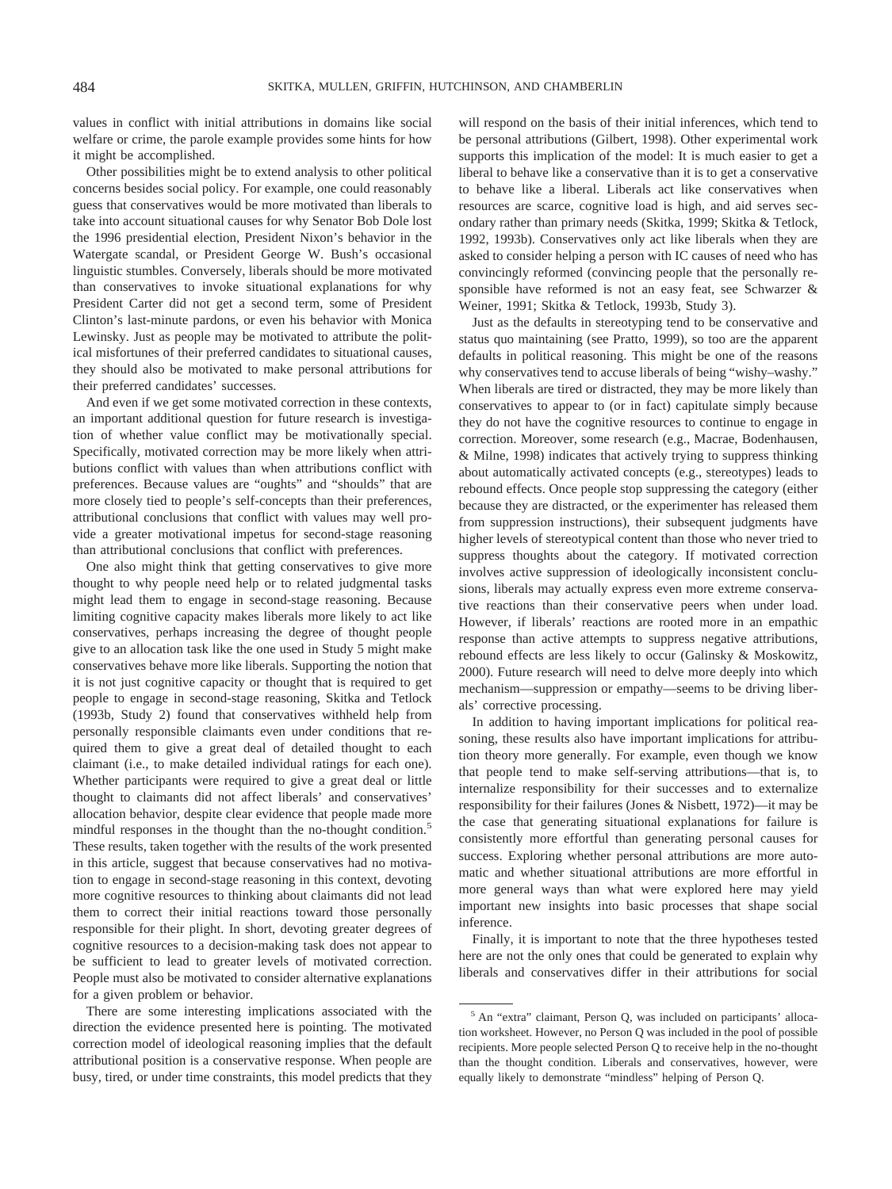values in conflict with initial attributions in domains like social welfare or crime, the parole example provides some hints for how it might be accomplished.

Other possibilities might be to extend analysis to other political concerns besides social policy. For example, one could reasonably guess that conservatives would be more motivated than liberals to take into account situational causes for why Senator Bob Dole lost the 1996 presidential election, President Nixon's behavior in the Watergate scandal, or President George W. Bush's occasional linguistic stumbles. Conversely, liberals should be more motivated than conservatives to invoke situational explanations for why President Carter did not get a second term, some of President Clinton's last-minute pardons, or even his behavior with Monica Lewinsky. Just as people may be motivated to attribute the political misfortunes of their preferred candidates to situational causes, they should also be motivated to make personal attributions for their preferred candidates' successes.

And even if we get some motivated correction in these contexts, an important additional question for future research is investigation of whether value conflict may be motivationally special. Specifically, motivated correction may be more likely when attributions conflict with values than when attributions conflict with preferences. Because values are "oughts" and "shoulds" that are more closely tied to people's self-concepts than their preferences, attributional conclusions that conflict with values may well provide a greater motivational impetus for second-stage reasoning than attributional conclusions that conflict with preferences.

One also might think that getting conservatives to give more thought to why people need help or to related judgmental tasks might lead them to engage in second-stage reasoning. Because limiting cognitive capacity makes liberals more likely to act like conservatives, perhaps increasing the degree of thought people give to an allocation task like the one used in Study 5 might make conservatives behave more like liberals. Supporting the notion that it is not just cognitive capacity or thought that is required to get people to engage in second-stage reasoning, Skitka and Tetlock (1993b, Study 2) found that conservatives withheld help from personally responsible claimants even under conditions that required them to give a great deal of detailed thought to each claimant (i.e., to make detailed individual ratings for each one). Whether participants were required to give a great deal or little thought to claimants did not affect liberals' and conservatives' allocation behavior, despite clear evidence that people made more mindful responses in the thought than the no-thought condition.[5] These results, taken together with the results of the work presented in this article, suggest that because conservatives had no motivation to engage in second-stage reasoning in this context, devoting more cognitive resources to thinking about claimants did not lead them to correct their initial reactions toward those personally responsible for their plight. In short, devoting greater degrees of cognitive resources to a decision-making task does not appear to be sufficient to lead to greater levels of motivated correction. People must also be motivated to consider alternative explanations for a given problem or behavior.

There are some interesting implications associated with the direction the evidence presented here is pointing. The motivated correction model of ideological reasoning implies that the default attributional position is a conservative response. When people are busy, tired, or under time constraints, this model predicts that they will respond on the basis of their initial inferences, which tend to be personal attributions (Gilbert, 1998). Other experimental work supports this implication of the model: It is much easier to get a liberal to behave like a conservative than it is to get a conservative to behave like a liberal. Liberals act like conservatives when resources are scarce, cognitive load is high, and aid serves secondary rather than primary needs (Skitka, 1999; Skitka & Tetlock, 1992, 1993b). Conservatives only act like liberals when they are asked to consider helping a person with IC causes of need who has convincingly reformed (convincing people that the personally responsible have reformed is not an easy feat, see Schwarzer & Weiner, 1991; Skitka & Tetlock, 1993b, Study 3).

Just as the defaults in stereotyping tend to be conservative and status quo maintaining (see Pratto, 1999), so too are the apparent defaults in political reasoning. This might be one of the reasons why conservatives tend to accuse liberals of being "wishy–washy." When liberals are tired or distracted, they may be more likely than conservatives to appear to (or in fact) capitulate simply because they do not have the cognitive resources to continue to engage in correction. Moreover, some research (e.g., Macrae, Bodenhausen, & Milne, 1998) indicates that actively trying to suppress thinking about automatically activated concepts (e.g., stereotypes) leads to rebound effects. Once people stop suppressing the category (either because they are distracted, or the experimenter has released them from suppression instructions), their subsequent judgments have higher levels of stereotypical content than those who never tried to suppress thoughts about the category. If motivated correction involves active suppression of ideologically inconsistent conclusions, liberals may actually express even more extreme conservative reactions than their conservative peers when under load. However, if liberals' reactions are rooted more in an empathic response than active attempts to suppress negative attributions, rebound effects are less likely to occur (Galinsky & Moskowitz, 2000). Future research will need to delve more deeply into which mechanism—suppression or empathy—seems to be driving liberals' corrective processing.

In addition to having important implications for political reasoning, these results also have important implications for attribution theory more generally. For example, even though we know that people tend to make self-serving attributions—that is, to internalize responsibility for their successes and to externalize responsibility for their failures (Jones & Nisbett, 1972)—it may be the case that generating situational explanations for failure is consistently more effortful than generating personal causes for success. Exploring whether personal attributions are more automatic and whether situational attributions are more effortful in more general ways than what were explored here may yield important new insights into basic processes that shape social inference.

Finally, it is important to note that the three hypotheses tested here are not the only ones that could be generated to explain why liberals and conservatives differ in their attributions for social

[5] An "extra" claimant, Person Q, was included on participants' allocation worksheet. However, no Person Q was included in the pool of possible recipients. More people selected Person Q to receive help in the no-thought than the thought condition. Liberals and conservatives, however, were equally likely to demonstrate "mindless" helping of Person Q.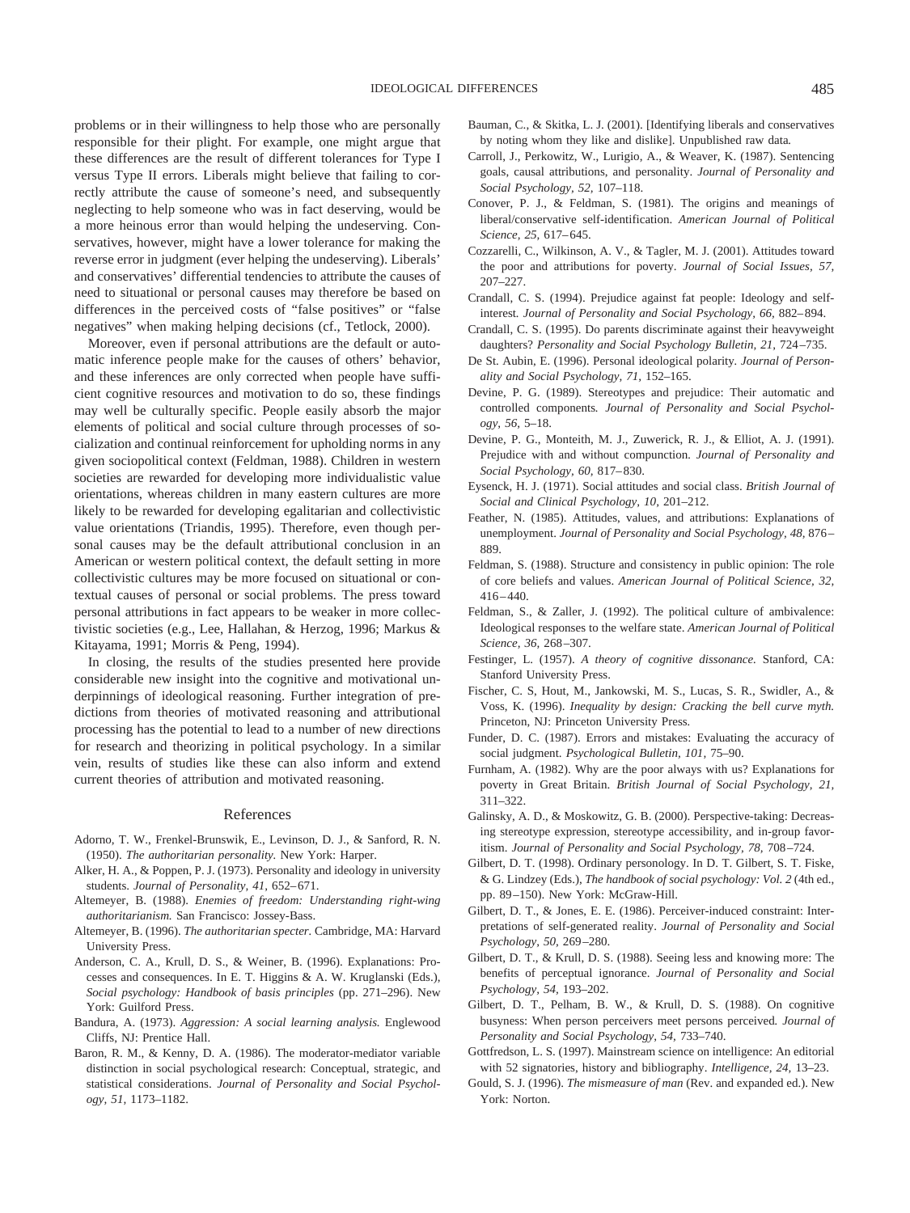problems or in their willingness to help those who are personally responsible for their plight. For example, one might argue that these differences are the result of different tolerances for Type I versus Type II errors. Liberals might believe that failing to correctly attribute the cause of someone's need, and subsequently neglecting to help someone who was in fact deserving, would be a more heinous error than would helping the undeserving. Conservatives, however, might have a lower tolerance for making the reverse error in judgment (ever helping the undeserving). Liberals' and conservatives' differential tendencies to attribute the causes of need to situational or personal causes may therefore be based on differences in the perceived costs of "false positives" or "false negatives" when making helping decisions (cf., Tetlock, 2000).

Moreover, even if personal attributions are the default or automatic inference people make for the causes of others' behavior, and these inferences are only corrected when people have sufficient cognitive resources and motivation to do so, these findings may well be culturally specific. People easily absorb the major elements of political and social culture through processes of socialization and continual reinforcement for upholding norms in any given sociopolitical context (Feldman, 1988). Children in western societies are rewarded for developing more individualistic value orientations, whereas children in many eastern cultures are more likely to be rewarded for developing egalitarian and collectivistic value orientations (Triandis, 1995). Therefore, even though personal causes may be the default attributional conclusion in an American or western political context, the default setting in more collectivistic cultures may be more focused on situational or contextual causes of personal or social problems. The press toward personal attributions in fact appears to be weaker in more collectivistic societies (e.g., Lee, Hallahan, & Herzog, 1996; Markus & Kitayama, 1991; Morris & Peng, 1994).

In closing, the results of the studies presented here provide considerable new insight into the cognitive and motivational underpinnings of ideological reasoning. Further integration of predictions from theories of motivated reasoning and attributional processing has the potential to lead to a number of new directions for research and theorizing in political psychology. In a similar vein, results of studies like these can also inform and extend current theories of attribution and motivated reasoning.

## References

Adorno, T. W., Frenkel-Brunswik, E., Levinson, D. J., & Sanford, R. N. (1950). *The authoritarian personality.* New York: Harper.

Alker, H. A., & Poppen, P. J. (1973). Personality and ideology in university students. *Journal of Personality, 41,* 652–671.

Altemeyer, B. (1988). *Enemies of freedom: Understanding right-wing authoritarianism.* San Francisco: Jossey-Bass.

Altemeyer, B. (1996). *The authoritarian specter.* Cambridge, MA: Harvard University Press.

Anderson, C. A., Krull, D. S., & Weiner, B. (1996). Explanations: Processes and consequences. In E. T. Higgins & A. W. Kruglanski (Eds.), *Social psychology: Handbook of basis principles* (pp. 271–296). New York: Guilford Press.

Bandura, A. (1973). *Aggression: A social learning analysis.* Englewood Cliffs, NJ: Prentice Hall.

Baron, R. M., & Kenny, D. A. (1986). The moderator-mediator variable distinction in social psychological research: Conceptual, strategic, and statistical considerations. *Journal of Personality and Social Psychology, 51,* 1173–1182.

Bauman, C., & Skitka, L. J. (2001). [Identifying liberals and conservatives by noting whom they like and dislike]. Unpublished raw data.

Carroll, J., Perkowitz, W., Lurigio, A., & Weaver, K. (1987). Sentencing goals, causal attributions, and personality. *Journal of Personality and Social Psychology, 52,* 107–118.

Conover, P. J., & Feldman, S. (1981). The origins and meanings of liberal/conservative self-identification. *American Journal of Political Science, 25,* 617–645.

Cozzarelli, C., Wilkinson, A. V., & Tagler, M. J. (2001). Attitudes toward the poor and attributions for poverty. *Journal of Social Issues, 57,* 207–227.

Crandall, C. S. (1994). Prejudice against fat people: Ideology and self-interest. *Journal of Personality and Social Psychology, 66,* 882–894.

Crandall, C. S. (1995). Do parents discriminate against their heavyweight daughters? *Personality and Social Psychology Bulletin, 21,* 724–735.

De St. Aubin, E. (1996). Personal ideological polarity. *Journal of Personality and Social Psychology, 71,* 152–165.

Devine, P. G. (1989). Stereotypes and prejudice: Their automatic and controlled components. *Journal of Personality and Social Psychology, 56,* 5–18.

Devine, P. G., Monteith, M. J., Zuwerick, R. J., & Elliot, A. J. (1991). Prejudice with and without compunction. *Journal of Personality and Social Psychology, 60,* 817–830.

Eysenck, H. J. (1971). Social attitudes and social class. *British Journal of Social and Clinical Psychology, 10,* 201–212.

Feather, N. (1985). Attitudes, values, and attributions: Explanations of unemployment. *Journal of Personality and Social Psychology, 48,* 876–889.

Feldman, S. (1988). Structure and consistency in public opinion: The role of core beliefs and values. *American Journal of Political Science, 32,* 416–440.

Feldman, S., & Zaller, J. (1992). The political culture of ambivalence: Ideological responses to the welfare state. *American Journal of Political Science, 36,* 268–307.

Festinger, L. (1957). *A theory of cognitive dissonance.* Stanford, CA: Stanford University Press.

Fischer, C. S, Hout, M., Jankowski, M. S., Lucas, S. R., Swidler, A., & Voss, K. (1996). *Inequality by design: Cracking the bell curve myth.* Princeton, NJ: Princeton University Press.

Funder, D. C. (1987). Errors and mistakes: Evaluating the accuracy of social judgment. *Psychological Bulletin, 101,* 75–90.

Furnham, A. (1982). Why are the poor always with us? Explanations for poverty in Great Britain. *British Journal of Social Psychology, 21,* 311–322.

Galinsky, A. D., & Moskowitz, G. B. (2000). Perspective-taking: Decreasing stereotype expression, stereotype accessibility, and in-group favoritism. *Journal of Personality and Social Psychology, 78,* 708–724.

Gilbert, D. T. (1998). Ordinary personology. In D. T. Gilbert, S. T. Fiske, & G. Lindzey (Eds.), *The handbook of social psychology: Vol. 2* (4th ed., pp. 89–150). New York: McGraw-Hill.

Gilbert, D. T., & Jones, E. E. (1986). Perceiver-induced constraint: Interpretations of self-generated reality. *Journal of Personality and Social Psychology, 50,* 269–280.

Gilbert, D. T., & Krull, D. S. (1988). Seeing less and knowing more: The benefits of perceptual ignorance. *Journal of Personality and Social Psychology, 54,* 193–202.

Gilbert, D. T., Pelham, B. W., & Krull, D. S. (1988). On cognitive busyness: When person perceivers meet persons perceived. *Journal of Personality and Social Psychology, 54,* 733–740.

Gottfredson, L. S. (1997). Mainstream science on intelligence: An editorial with 52 signatories, history and bibliography. *Intelligence, 24,* 13–23.

Gould, S. J. (1996). *The mismeasure of man* (Rev. and expanded ed.). New York: Norton.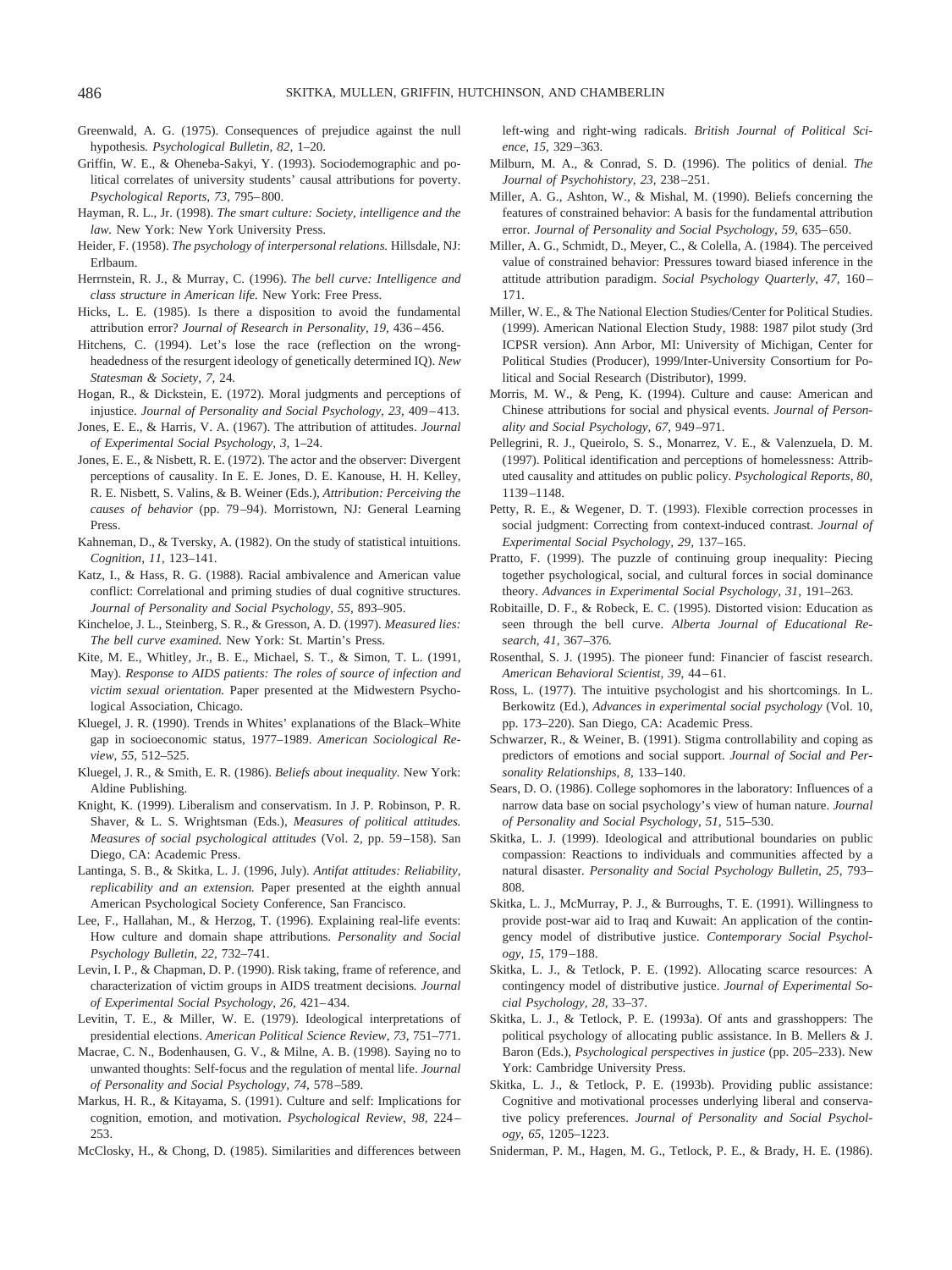Greenwald, A. G. (1975). Consequences of prejudice against the null hypothesis. *Psychological Bulletin, 82,* 1–20.

Griffin, W. E., & Oheneba-Sakyi, Y. (1993). Sociodemographic and political correlates of university students' causal attributions for poverty. *Psychological Reports, 73,* 795–800.

Hayman, R. L., Jr. (1998). *The smart culture: Society, intelligence and the law.* New York: New York University Press.

Heider, F. (1958). *The psychology of interpersonal relations.* Hillsdale, NJ: Erlbaum.

Herrnstein, R. J., & Murray, C. (1996). *The bell curve: Intelligence and class structure in American life.* New York: Free Press.

Hicks, L. E. (1985). Is there a disposition to avoid the fundamental attribution error? *Journal of Research in Personality, 19,* 436–456.

Hitchens, C. (1994). Let's lose the race (reflection on the wrong-headedness of the resurgent ideology of genetically determined IQ). *New Statesman & Society, 7,* 24.

Hogan, R., & Dickstein, E. (1972). Moral judgments and perceptions of injustice. *Journal of Personality and Social Psychology, 23,* 409–413.

Jones, E. E., & Harris, V. A. (1967). The attribution of attitudes. *Journal of Experimental Social Psychology, 3,* 1–24.

Jones, E. E., & Nisbett, R. E. (1972). The actor and the observer: Divergent perceptions of causality. In E. E. Jones, D. E. Kanouse, H. H. Kelley, R. E. Nisbett, S. Valins, & B. Weiner (Eds.), *Attribution: Perceiving the causes of behavior* (pp. 79–94). Morristown, NJ: General Learning Press.

Kahneman, D., & Tversky, A. (1982). On the study of statistical intuitions. *Cognition, 11,* 123–141.

Katz, I., & Hass, R. G. (1988). Racial ambivalence and American value conflict: Correlational and priming studies of dual cognitive structures. *Journal of Personality and Social Psychology, 55,* 893–905.

Kincheloe, J. L., Steinberg, S. R., & Gresson, A. D. (1997). *Measured lies: The bell curve examined.* New York: St. Martin's Press.

Kite, M. E., Whitley, Jr., B. E., Michael, S. T., & Simon, T. L. (1991, May). *Response to AIDS patients: The roles of source of infection and victim sexual orientation.* Paper presented at the Midwestern Psychological Association, Chicago.

Kluegel, J. R. (1990). Trends in Whites' explanations of the Black–White gap in socioeconomic status, 1977–1989. *American Sociological Review, 55,* 512–525.

Kluegel, J. R., & Smith, E. R. (1986). *Beliefs about inequality.* New York: Aldine Publishing.

Knight, K. (1999). Liberalism and conservatism. In J. P. Robinson, P. R. Shaver, & L. S. Wrightsman (Eds.), *Measures of political attitudes. Measures of social psychological attitudes* (Vol. 2, pp. 59–158). San Diego, CA: Academic Press.

Lantinga, S. B., & Skitka, L. J. (1996, July). *Antifat attitudes: Reliability, replicability and an extension.* Paper presented at the eighth annual American Psychological Society Conference, San Francisco.

Lee, F., Hallahan, M., & Herzog, T. (1996). Explaining real-life events: How culture and domain shape attributions. *Personality and Social Psychology Bulletin, 22,* 732–741.

Levin, I. P., & Chapman, D. P. (1990). Risk taking, frame of reference, and characterization of victim groups in AIDS treatment decisions. *Journal of Experimental Social Psychology, 26,* 421–434.

Levitin, T. E., & Miller, W. E. (1979). Ideological interpretations of presidential elections. *American Political Science Review, 73,* 751–771.

Macrae, C. N., Bodenhausen, G. V., & Milne, A. B. (1998). Saying no to unwanted thoughts: Self-focus and the regulation of mental life. *Journal of Personality and Social Psychology, 74,* 578–589.

Markus, H. R., & Kitayama, S. (1991). Culture and self: Implications for cognition, emotion, and motivation. *Psychological Review, 98,* 224–253.

McClosky, H., & Chong, D. (1985). Similarities and differences between left-wing and right-wing radicals. *British Journal of Political Science, 15,* 329–363.

Milburn, M. A., & Conrad, S. D. (1996). The politics of denial. *The Journal of Psychohistory, 23,* 238–251.

Miller, A. G., Ashton, W., & Mishal, M. (1990). Beliefs concerning the features of constrained behavior: A basis for the fundamental attribution error. *Journal of Personality and Social Psychology, 59,* 635–650.

Miller, A. G., Schmidt, D., Meyer, C., & Colella, A. (1984). The perceived value of constrained behavior: Pressures toward biased inference in the attitude attribution paradigm. *Social Psychology Quarterly, 47,* 160–171.

Miller, W. E., & The National Election Studies/Center for Political Studies. (1999). American National Election Study, 1988: 1987 pilot study (3rd ICPSR version). Ann Arbor, MI: University of Michigan, Center for Political Studies (Producer), 1999/Inter-University Consortium for Political and Social Research (Distributor), 1999.

Morris, M. W., & Peng, K. (1994). Culture and cause: American and Chinese attributions for social and physical events. *Journal of Personality and Social Psychology, 67,* 949–971.

Pellegrini, R. J., Queirolo, S. S., Monarrez, V. E., & Valenzuela, D. M. (1997). Political identification and perceptions of homelessness: Attributed causality and attitudes on public policy. *Psychological Reports, 80,* 1139–1148.

Petty, R. E., & Wegener, D. T. (1993). Flexible correction processes in social judgment: Correcting from context-induced contrast. *Journal of Experimental Social Psychology, 29,* 137–165.

Pratto, F. (1999). The puzzle of continuing group inequality: Piecing together psychological, social, and cultural forces in social dominance theory. *Advances in Experimental Social Psychology, 31,* 191–263.

Robitaille, D. F., & Robeck, E. C. (1995). Distorted vision: Education as seen through the bell curve. *Alberta Journal of Educational Research, 41,* 367–376.

Rosenthal, S. J. (1995). The pioneer fund: Financier of fascist research. *American Behavioral Scientist, 39,* 44–61.

Ross, L. (1977). The intuitive psychologist and his shortcomings. In L. Berkowitz (Ed.), *Advances in experimental social psychology* (Vol. 10, pp. 173–220). San Diego, CA: Academic Press.

Schwarzer, R., & Weiner, B. (1991). Stigma controllability and coping as predictors of emotions and social support. *Journal of Social and Personality Relationships, 8,* 133–140.

Sears, D. O. (1986). College sophomores in the laboratory: Influences of a narrow data base on social psychology's view of human nature. *Journal of Personality and Social Psychology, 51,* 515–530.

Skitka, L. J. (1999). Ideological and attributional boundaries on public compassion: Reactions to individuals and communities affected by a natural disaster. *Personality and Social Psychology Bulletin, 25,* 793–808.

Skitka, L. J., McMurray, P. J., & Burroughs, T. E. (1991). Willingness to provide post-war aid to Iraq and Kuwait: An application of the contingency model of distributive justice. *Contemporary Social Psychology, 15,* 179–188.

Skitka, L. J., & Tetlock, P. E. (1992). Allocating scarce resources: A contingency model of distributive justice. *Journal of Experimental Social Psychology, 28,* 33–37.

Skitka, L. J., & Tetlock, P. E. (1993a). Of ants and grasshoppers: The political psychology of allocating public assistance. In B. Mellers & J. Baron (Eds.), *Psychological perspectives in justice* (pp. 205–233). New York: Cambridge University Press.

Skitka, L. J., & Tetlock, P. E. (1993b). Providing public assistance: Cognitive and motivational processes underlying liberal and conservative policy preferences. *Journal of Personality and Social Psychology, 65,* 1205–1223.

Sniderman, P. M., Hagen, M. G., Tetlock, P. E., & Brady, H. E. (1986).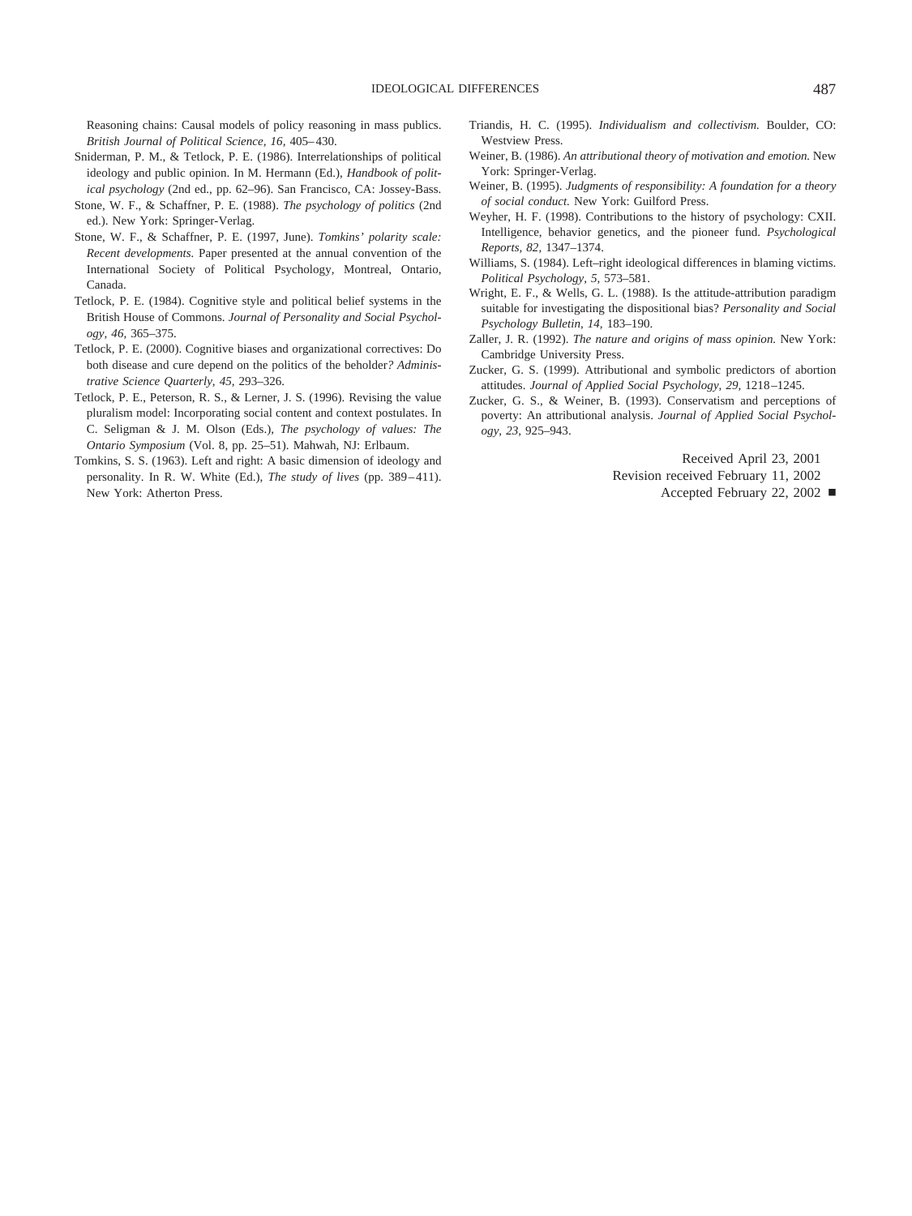Reasoning chains: Causal models of policy reasoning in mass publics. *British Journal of Political Science, 16,* 405–430.

Sniderman, P. M., & Tetlock, P. E. (1986). Interrelationships of political ideology and public opinion. In M. Hermann (Ed.), *Handbook of political psychology* (2nd ed., pp. 62–96). San Francisco, CA: Jossey-Bass.

Stone, W. F., & Schaffner, P. E. (1988). *The psychology of politics* (2nd ed.). New York: Springer-Verlag.

Stone, W. F., & Schaffner, P. E. (1997, June). *Tomkins' polarity scale: Recent developments.* Paper presented at the annual convention of the International Society of Political Psychology, Montreal, Ontario, Canada.

Tetlock, P. E. (1984). Cognitive style and political belief systems in the British House of Commons. *Journal of Personality and Social Psychology, 46,* 365–375.

Tetlock, P. E. (2000). Cognitive biases and organizational correctives: Do both disease and cure depend on the politics of the beholder? *Administrative Science Quarterly, 45,* 293–326.

Tetlock, P. E., Peterson, R. S., & Lerner, J. S. (1996). Revising the value pluralism model: Incorporating social content and context postulates. In C. Seligman & J. M. Olson (Eds.), *The psychology of values: The Ontario Symposium* (Vol. 8, pp. 25–51). Mahwah, NJ: Erlbaum.

Tomkins, S. S. (1963). Left and right: A basic dimension of ideology and personality. In R. W. White (Ed.), *The study of lives* (pp. 389–411). New York: Atherton Press.

Triandis, H. C. (1995). *Individualism and collectivism.* Boulder, CO: Westview Press.

Weiner, B. (1986). *An attributional theory of motivation and emotion.* New York: Springer-Verlag.

Weiner, B. (1995). *Judgments of responsibility: A foundation for a theory of social conduct.* New York: Guilford Press.

Weyher, H. F. (1998). Contributions to the history of psychology: CXII. Intelligence, behavior genetics, and the pioneer fund. *Psychological Reports, 82,* 1347–1374.

Williams, S. (1984). Left–right ideological differences in blaming victims. *Political Psychology, 5,* 573–581.

Wright, E. F., & Wells, G. L. (1988). Is the attitude-attribution paradigm suitable for investigating the dispositional bias? *Personality and Social Psychology Bulletin, 14,* 183–190.

Zaller, J. R. (1992). *The nature and origins of mass opinion.* New York: Cambridge University Press.

Zucker, G. S. (1999). Attributional and symbolic predictors of abortion attitudes. *Journal of Applied Social Psychology, 29,* 1218–1245.

Zucker, G. S., & Weiner, B. (1993). Conservatism and perceptions of poverty: An attributional analysis. *Journal of Applied Social Psychology, 23,* 925–943.

Received April 23, 2001
Revision received February 11, 2002
Accepted February 22, 2002 ■